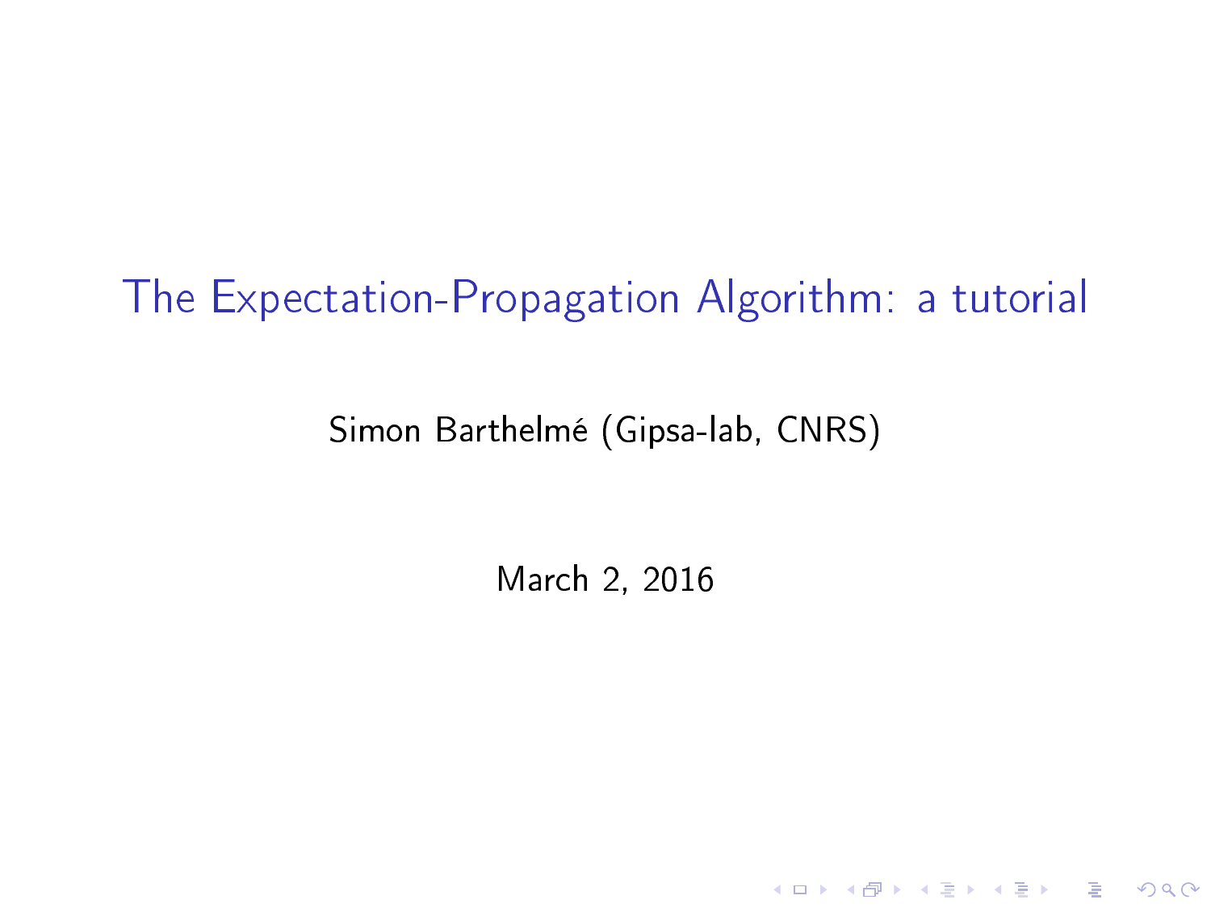# The Expectation-Propagation Algorithm: a tutorial

Simon Barthelmé (Gipsa-lab, CNRS)

March 2, 2016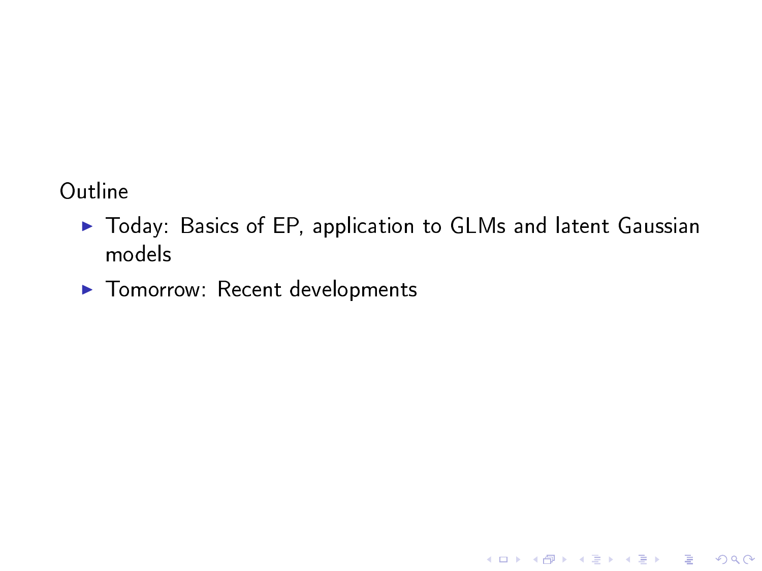Outline

- Today: Basics of EP, application to GLMs and latent Gaussian models
- Tomorrow: Recent developments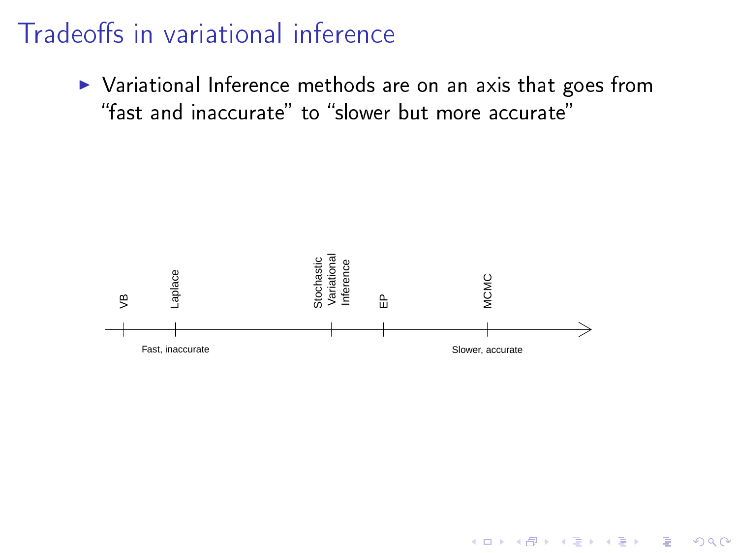# Tradeoffs in variational inference

- Variational Inference methods are on an axis that goes from "fast and inaccurate" to "slower but more accurate"

VB — Laplace — Stochastic Variational Inference — EP — MCMC

Fast, inaccurate → Slower, accurate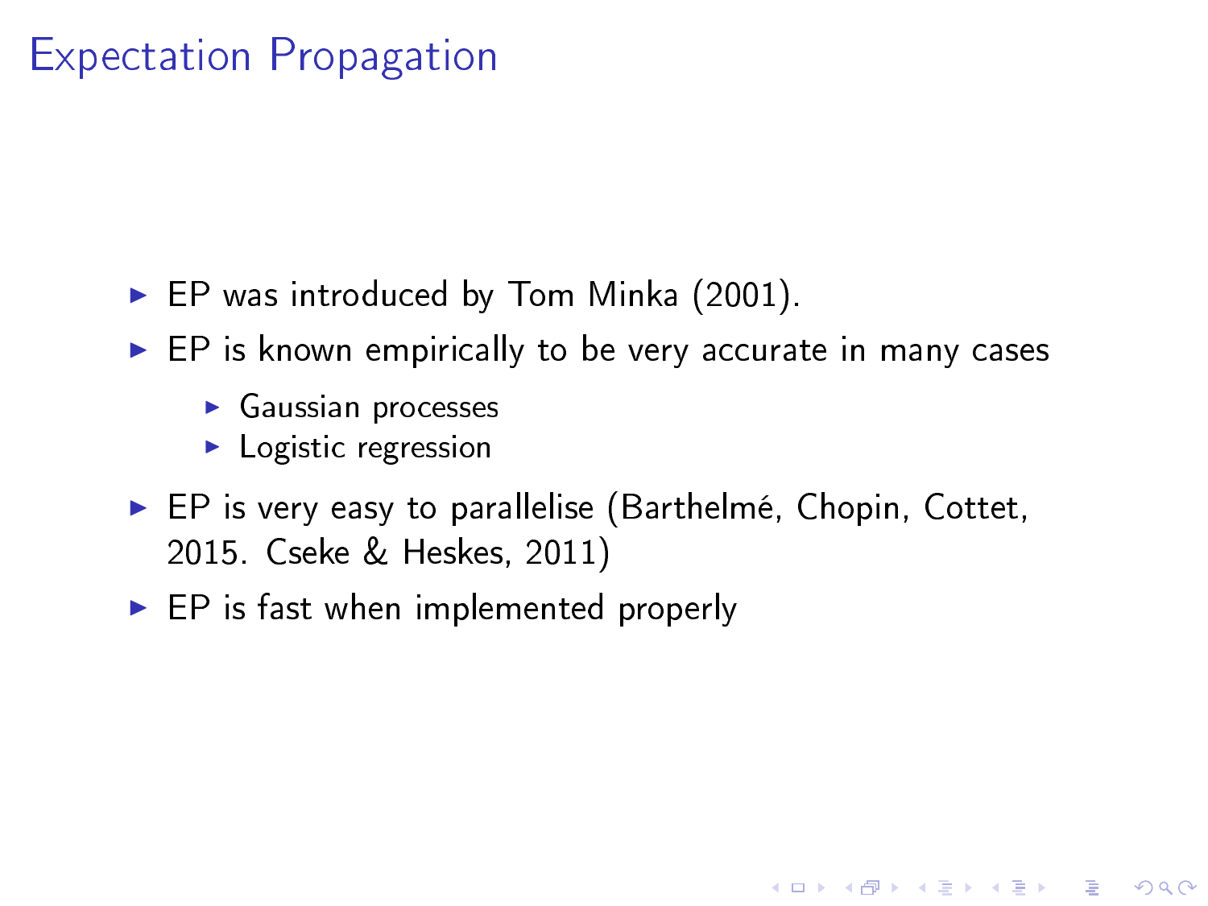# Expectation Propagation

- EP was introduced by Tom Minka (2001).
- EP is known empirically to be very accurate in many cases
  - Gaussian processes
  - Logistic regression
- EP is very easy to parallelise (Barthelmé, Chopin, Cottet, 2015. Cseke & Heskes, 2011)
- EP is fast when implemented properly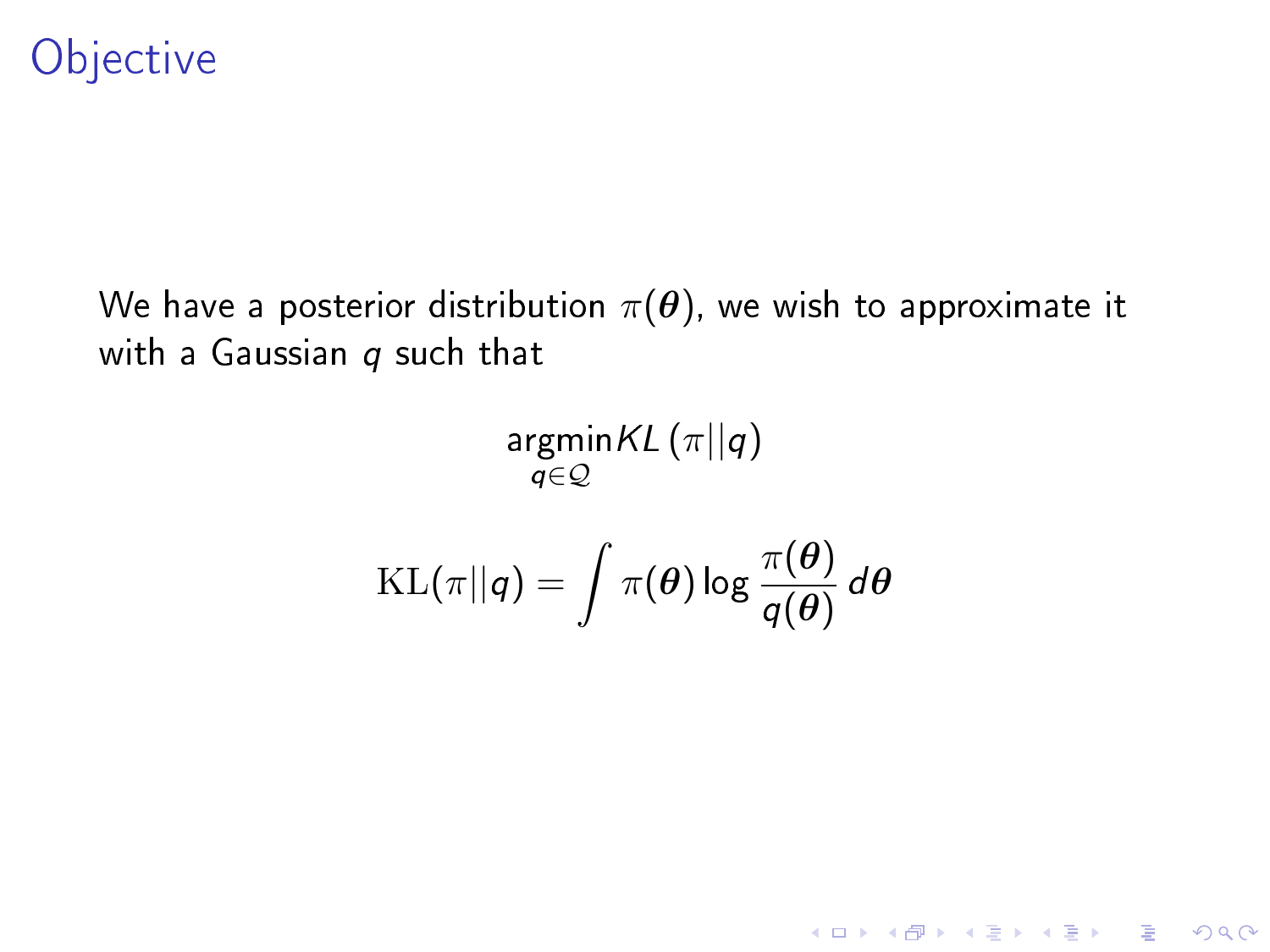# Objective

We have a posterior distribution $\pi(\boldsymbol{\theta})$, we wish to approximate it with a Gaussian $q$ such that

$$\underset{q \in \mathcal{Q}}{\operatorname{argmin}} KL\left(\pi || q\right)$$

$$\mathrm{KL}(\pi || q) = \int \pi(\boldsymbol{\theta}) \log \frac{\pi(\boldsymbol{\theta})}{q(\boldsymbol{\theta})} \, d\boldsymbol{\theta}$$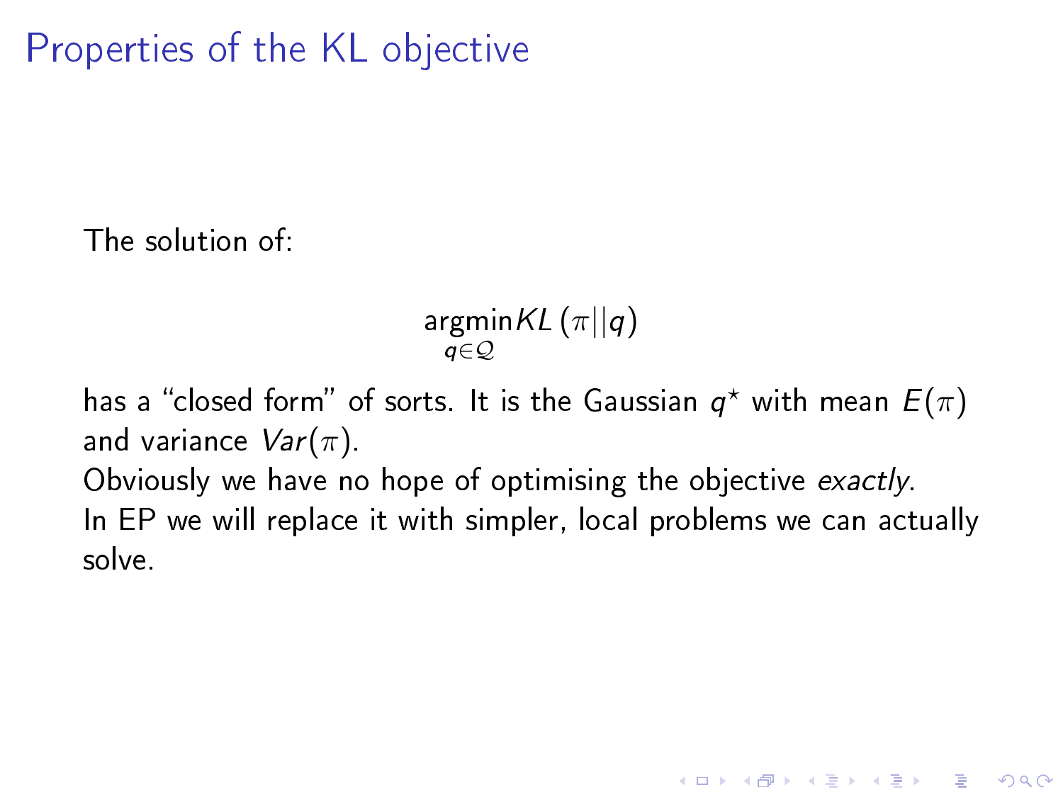# Properties of the KL objective

The solution of:

$$\underset{q \in \mathcal{Q}}{\operatorname{argmin}} KL\left(\pi || q\right)$$

has a "closed form" of sorts. It is the Gaussian $q^{\star}$ with mean $E(\pi)$ and variance $Var(\pi)$.

Obviously we have no hope of optimising the objective *exactly*.

In EP we will replace it with simpler, local problems we can actually solve.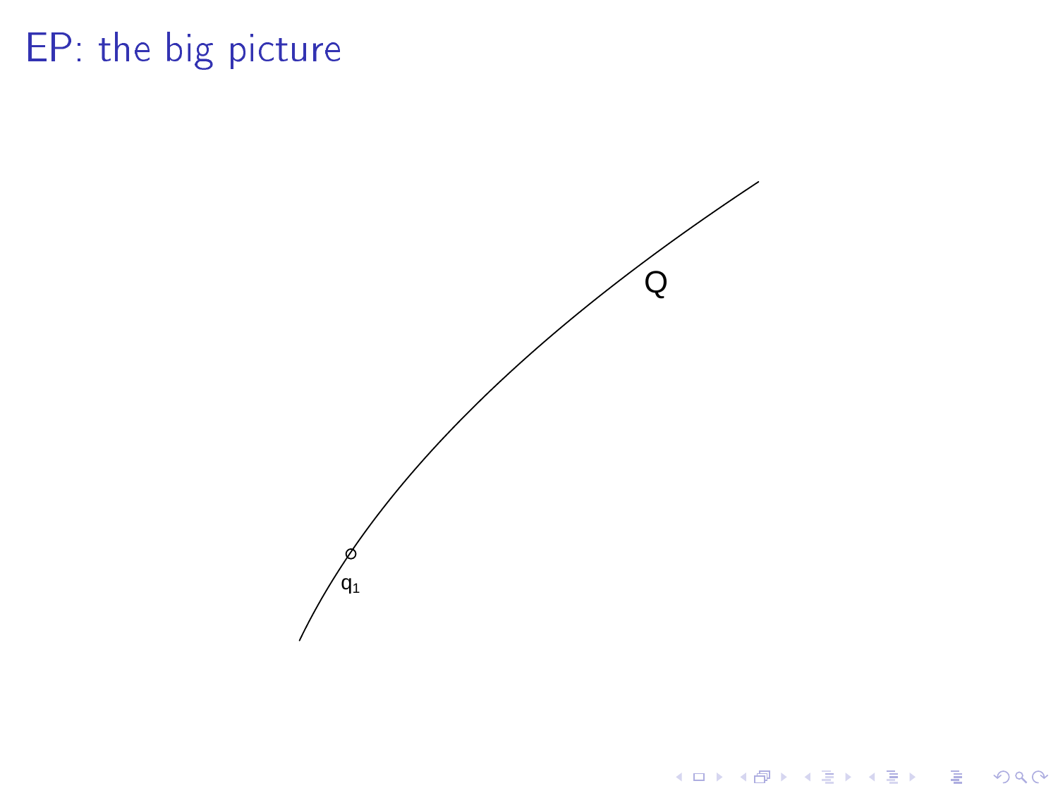# EP: the big picture

$Q$

$q_1$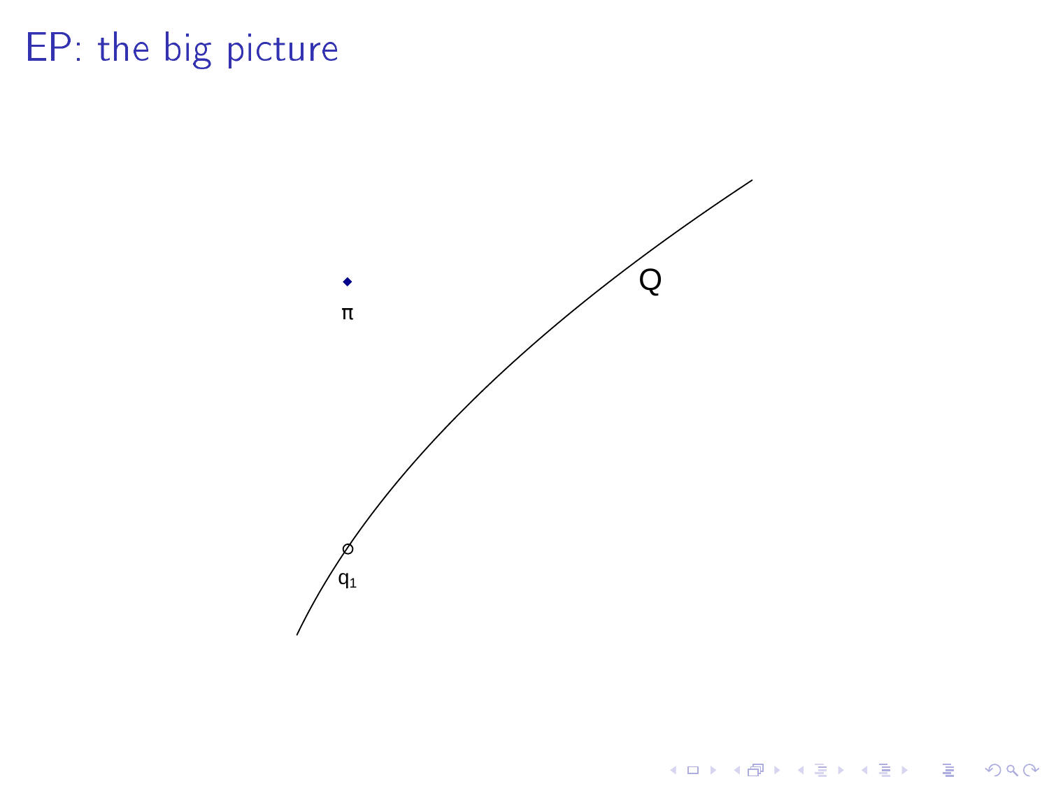# EP: the big picture

$\pi$

$Q$

$q_1$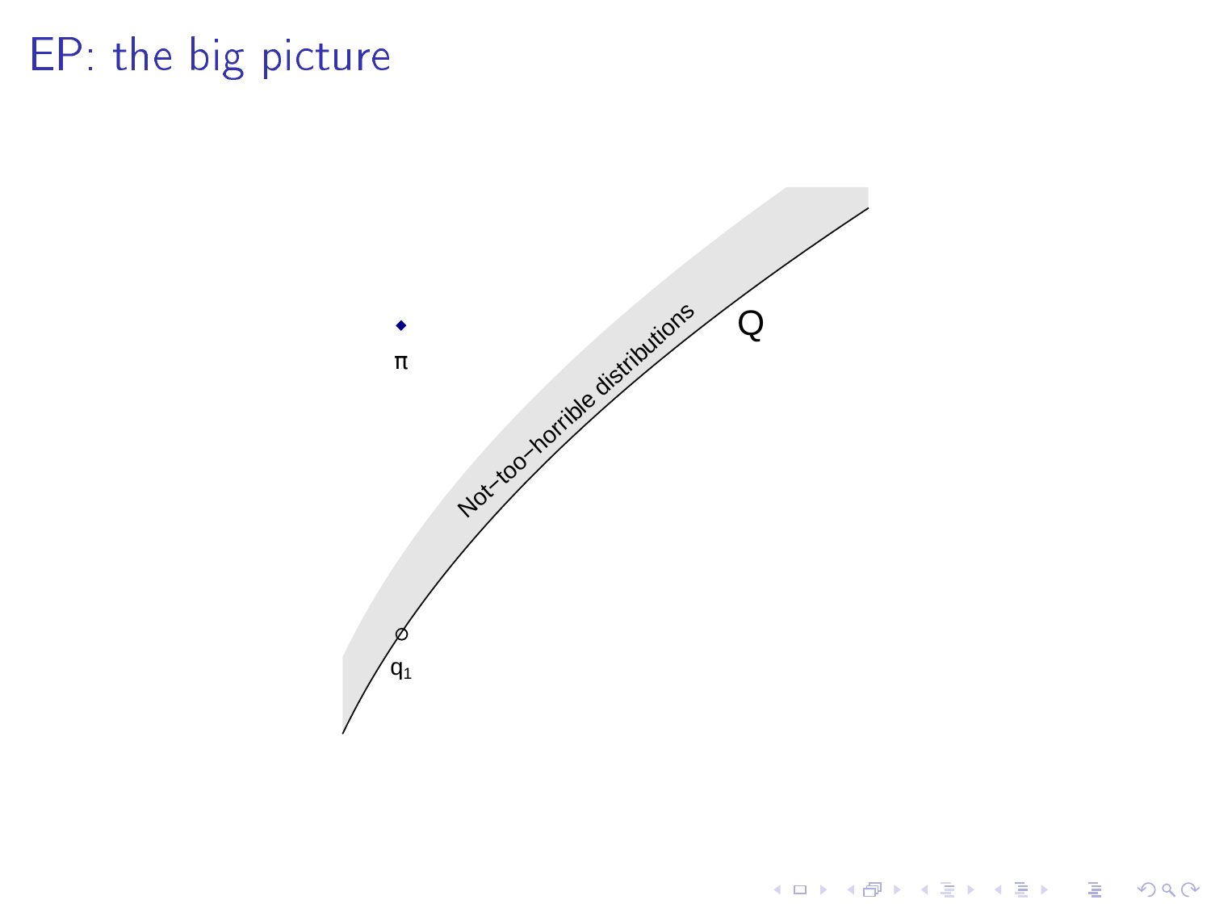# EP: the big picture

Not–too–horrible distributions

Q

$\pi$

$q_1$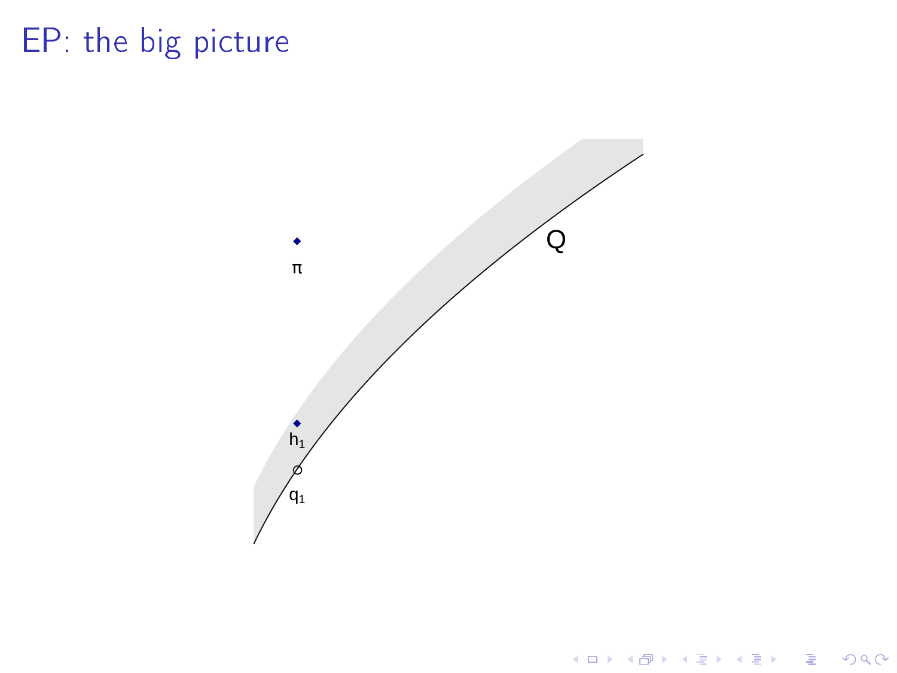# EP: the big picture

$\pi$

$Q$

$h_1$

$q_1$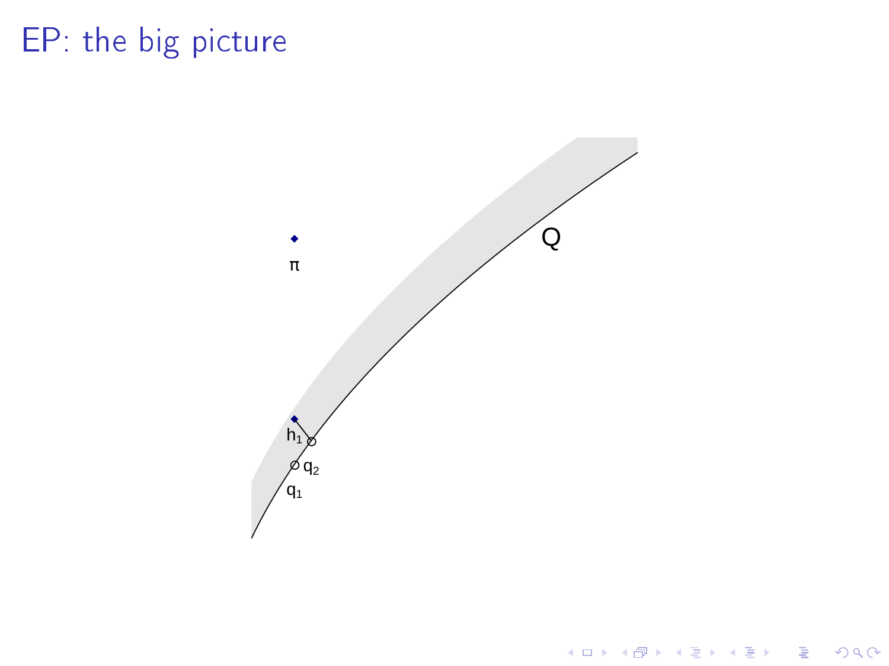# EP: the big picture

Q

$\pi$

$h_1$

$q_2$

$q_1$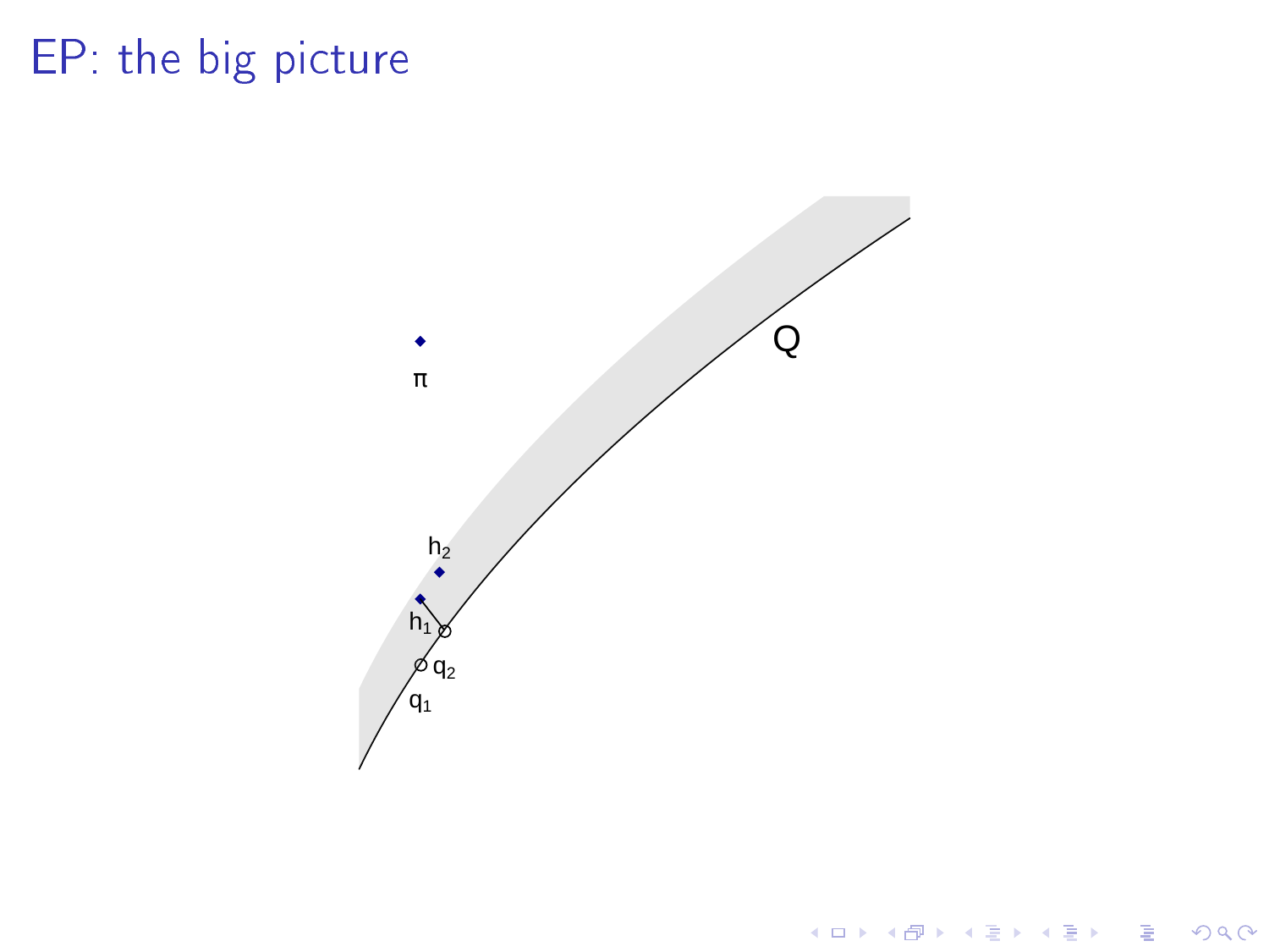# EP: the big picture

$\pi$

$Q$

$h_2$

$h_1$

$q_2$

$q_1$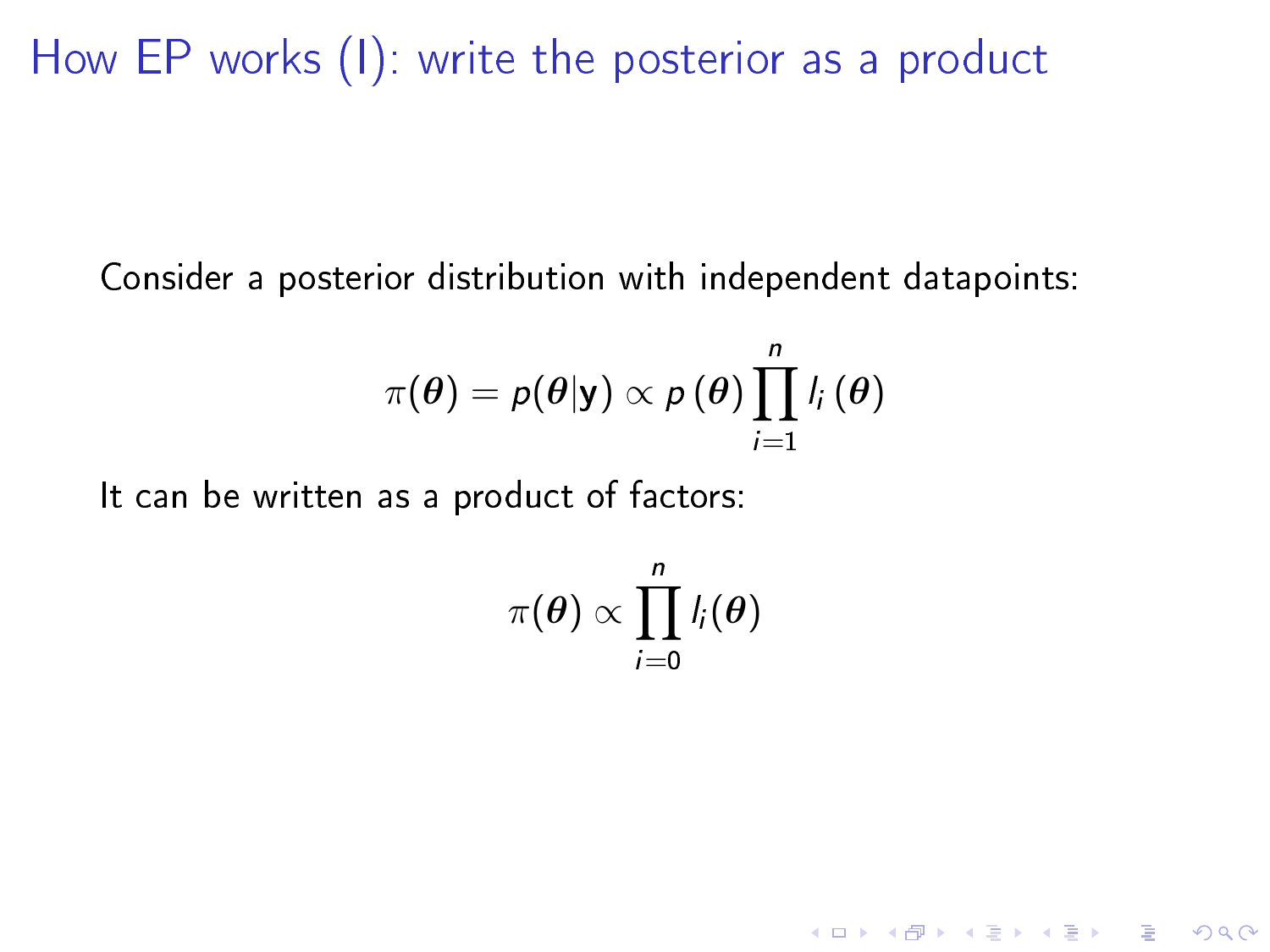# How EP works (I): write the posterior as a product

Consider a posterior distribution with independent datapoints:

$$\pi(\boldsymbol{\theta}) = p(\boldsymbol{\theta}|\mathbf{y}) \propto p(\boldsymbol{\theta}) \prod_{i=1}^{n} l_i(\boldsymbol{\theta})$$

It can be written as a product of factors:

$$\pi(\boldsymbol{\theta}) \propto \prod_{i=0}^{n} l_i(\boldsymbol{\theta})$$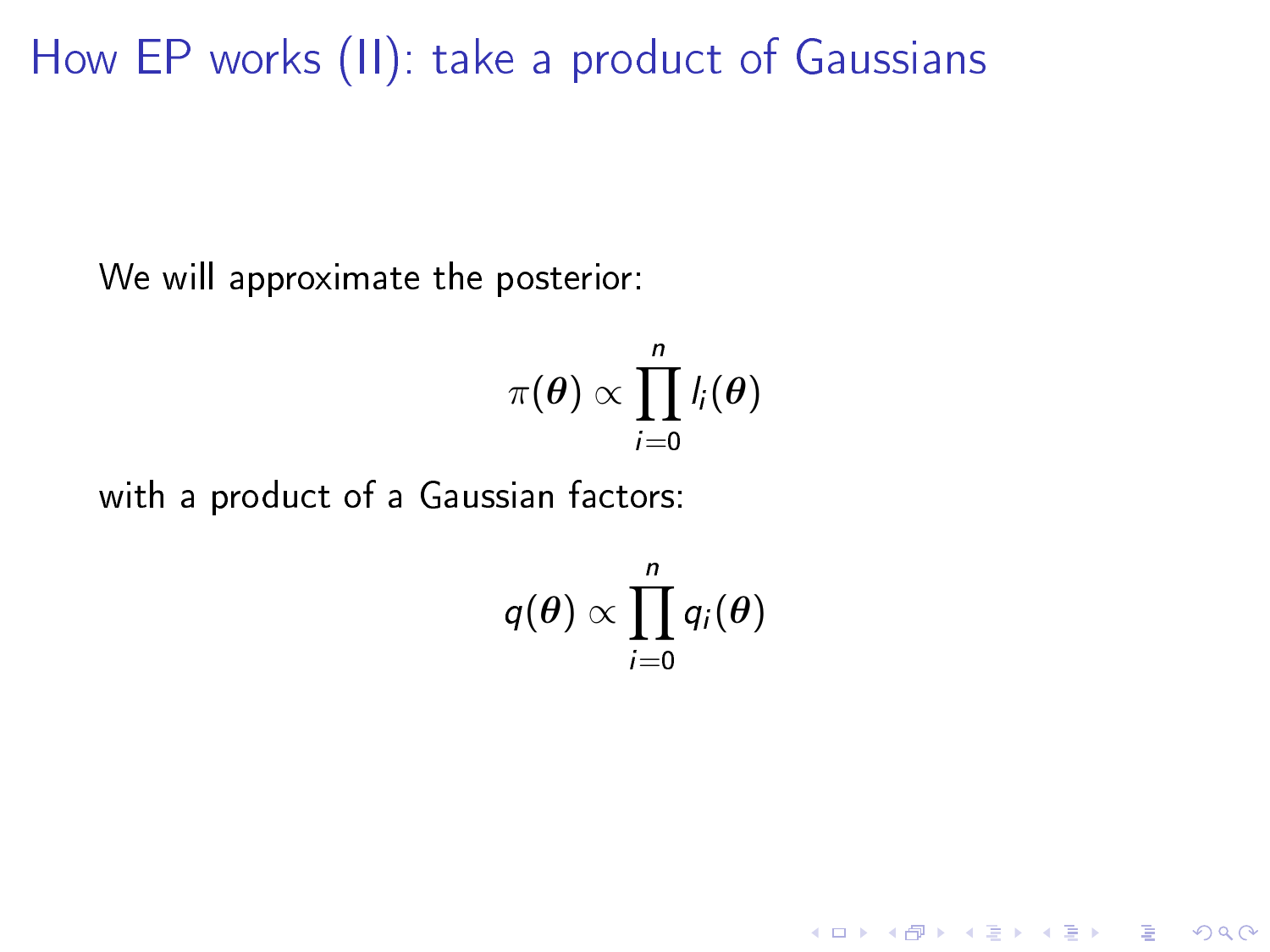# How EP works (II): take a product of Gaussians

We will approximate the posterior:

$$\pi(\boldsymbol{\theta}) \propto \prod_{i=0}^{n} l_i(\boldsymbol{\theta})$$

with a product of a Gaussian factors:

$$q(\boldsymbol{\theta}) \propto \prod_{i=0}^{n} q_i(\boldsymbol{\theta})$$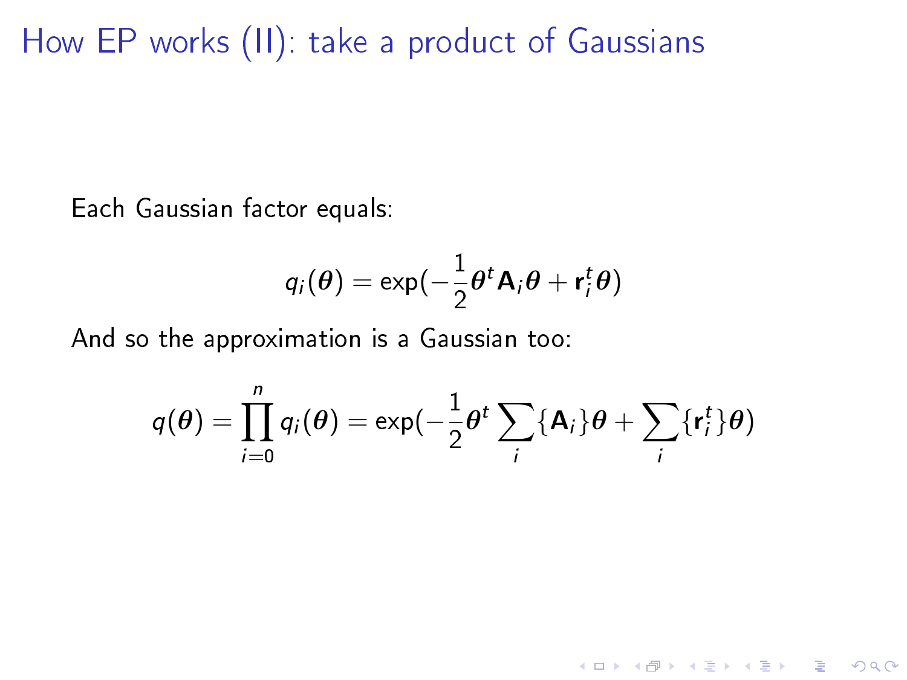# How EP works (II): take a product of Gaussians

Each Gaussian factor equals:

$$q_i(\boldsymbol{\theta}) = \exp(-\frac{1}{2}\boldsymbol{\theta}^t \mathbf{A}_i \boldsymbol{\theta} + \mathbf{r}_i^t \boldsymbol{\theta})$$

And so the approximation is a Gaussian too:

$$q(\boldsymbol{\theta}) = \prod_{i=0}^{n} q_i(\boldsymbol{\theta}) = \exp(-\frac{1}{2}\boldsymbol{\theta}^t \sum_i \{\mathbf{A}_i\} \boldsymbol{\theta} + \sum_i \{\mathbf{r}_i^t\} \boldsymbol{\theta})$$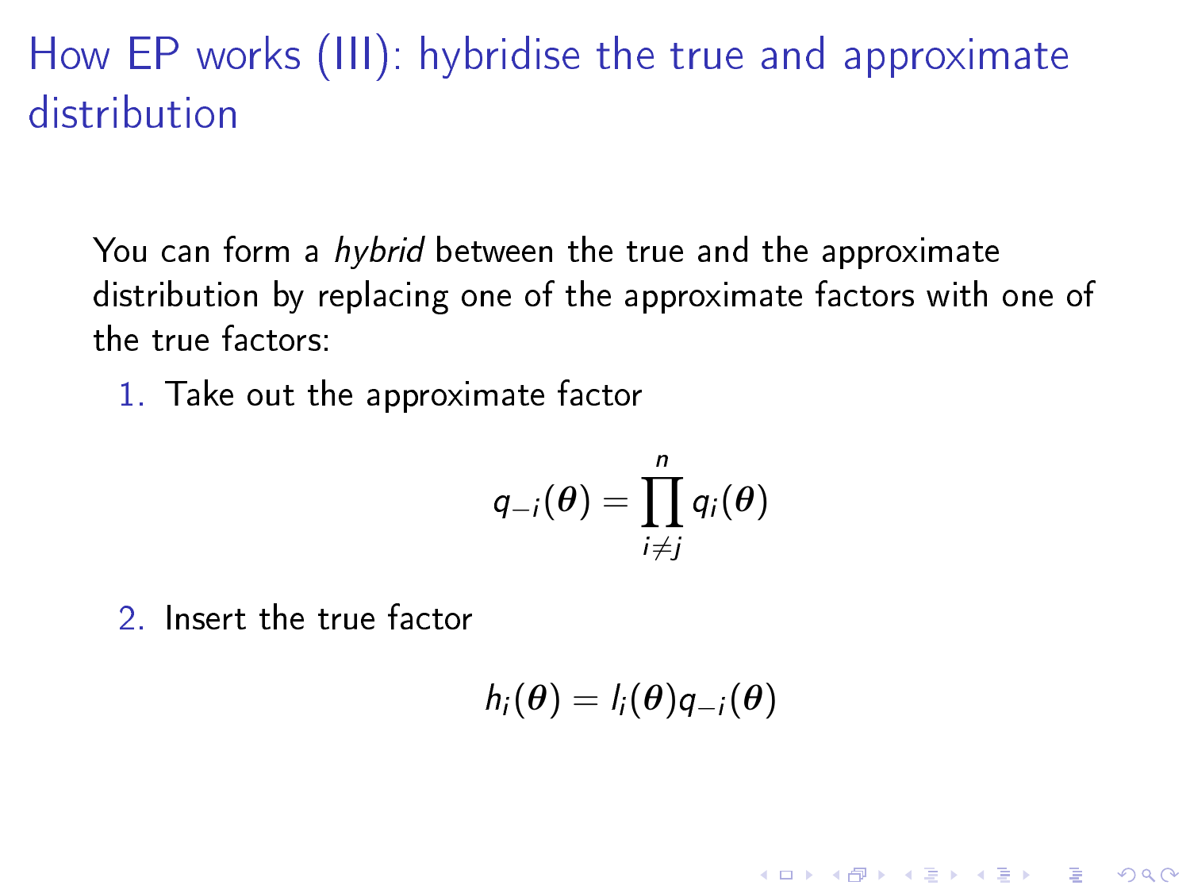# How EP works (III): hybridise the true and approximate distribution

You can form a *hybrid* between the true and the approximate distribution by replacing one of the approximate factors with one of the true factors:

1. Take out the approximate factor

$$q_{-i}(\boldsymbol{\theta}) = \prod_{i \neq j}^{n} q_i(\boldsymbol{\theta})$$

2. Insert the true factor

$$h_i(\boldsymbol{\theta}) = l_i(\boldsymbol{\theta}) q_{-i}(\boldsymbol{\theta})$$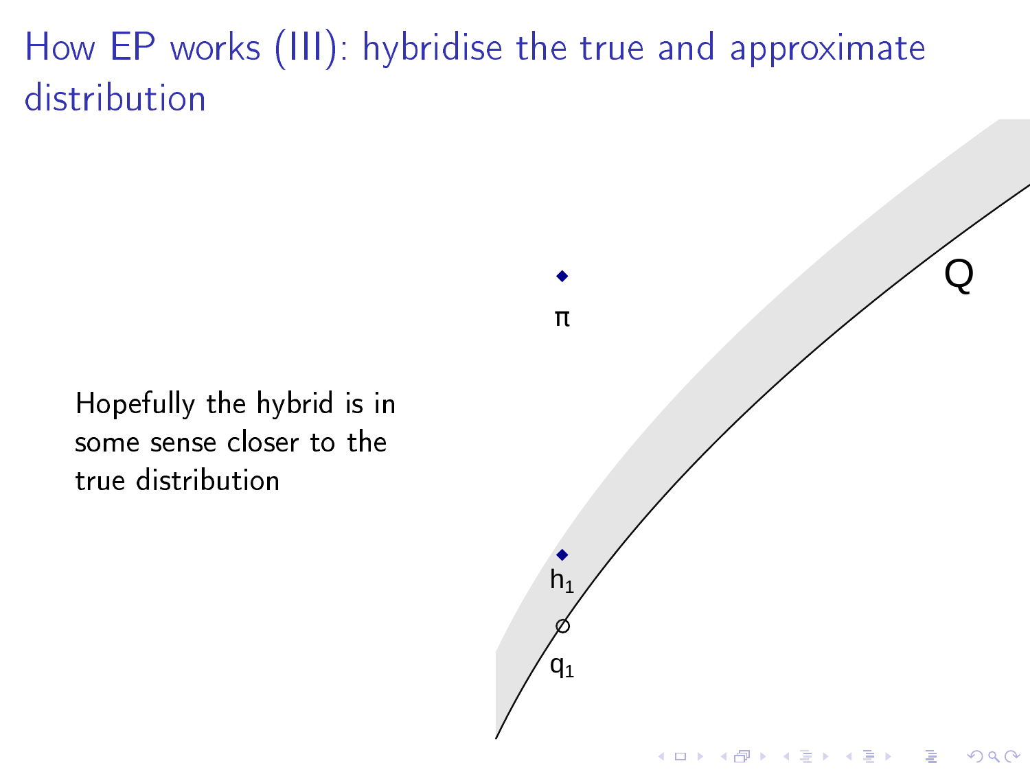# How EP works (III): hybridise the true and approximate distribution

Hopefully the hybrid is in some sense closer to the true distribution

$\pi$

$Q$

$h_1$

$q_1$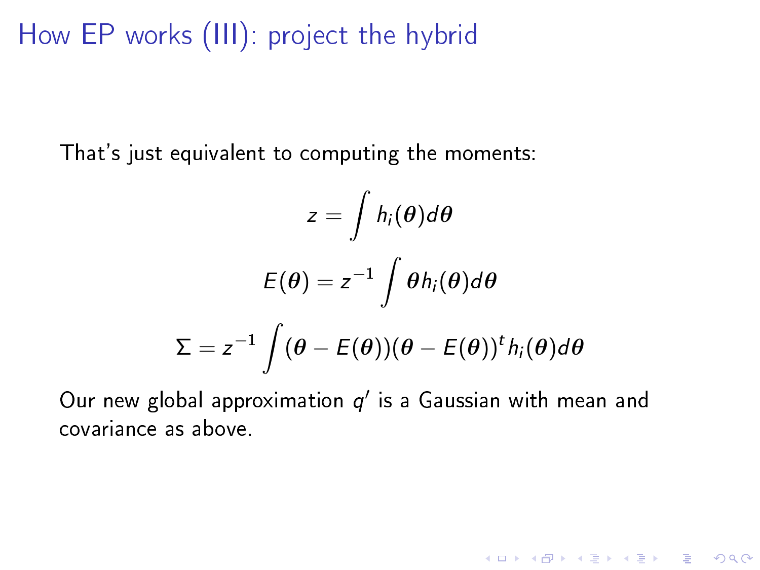# How EP works (III): project the hybrid

That's just equivalent to computing the moments:

$$z = \int h_i(\boldsymbol{\theta}) d\boldsymbol{\theta}$$

$$E(\boldsymbol{\theta}) = z^{-1} \int \boldsymbol{\theta} h_i(\boldsymbol{\theta}) d\boldsymbol{\theta}$$

$$\Sigma = z^{-1} \int (\boldsymbol{\theta} - E(\boldsymbol{\theta}))(\boldsymbol{\theta} - E(\boldsymbol{\theta}))^t h_i(\boldsymbol{\theta}) d\boldsymbol{\theta}$$

Our new global approximation $q'$ is a Gaussian with mean and covariance as above.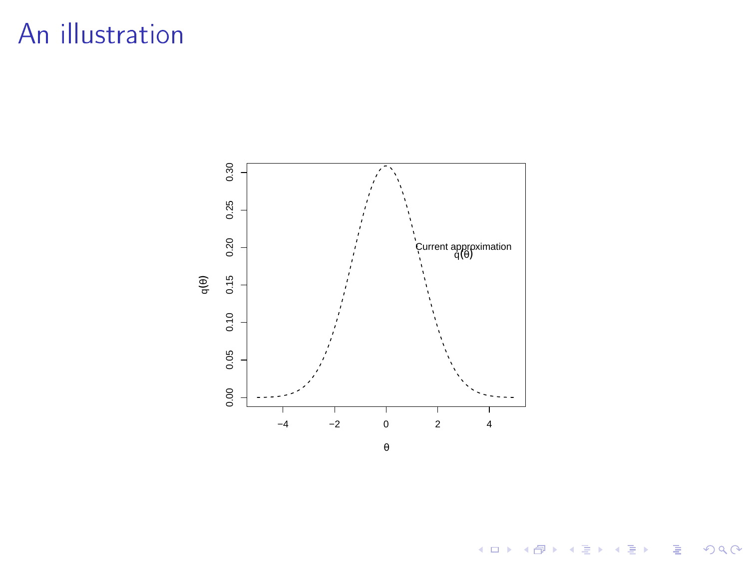# An illustration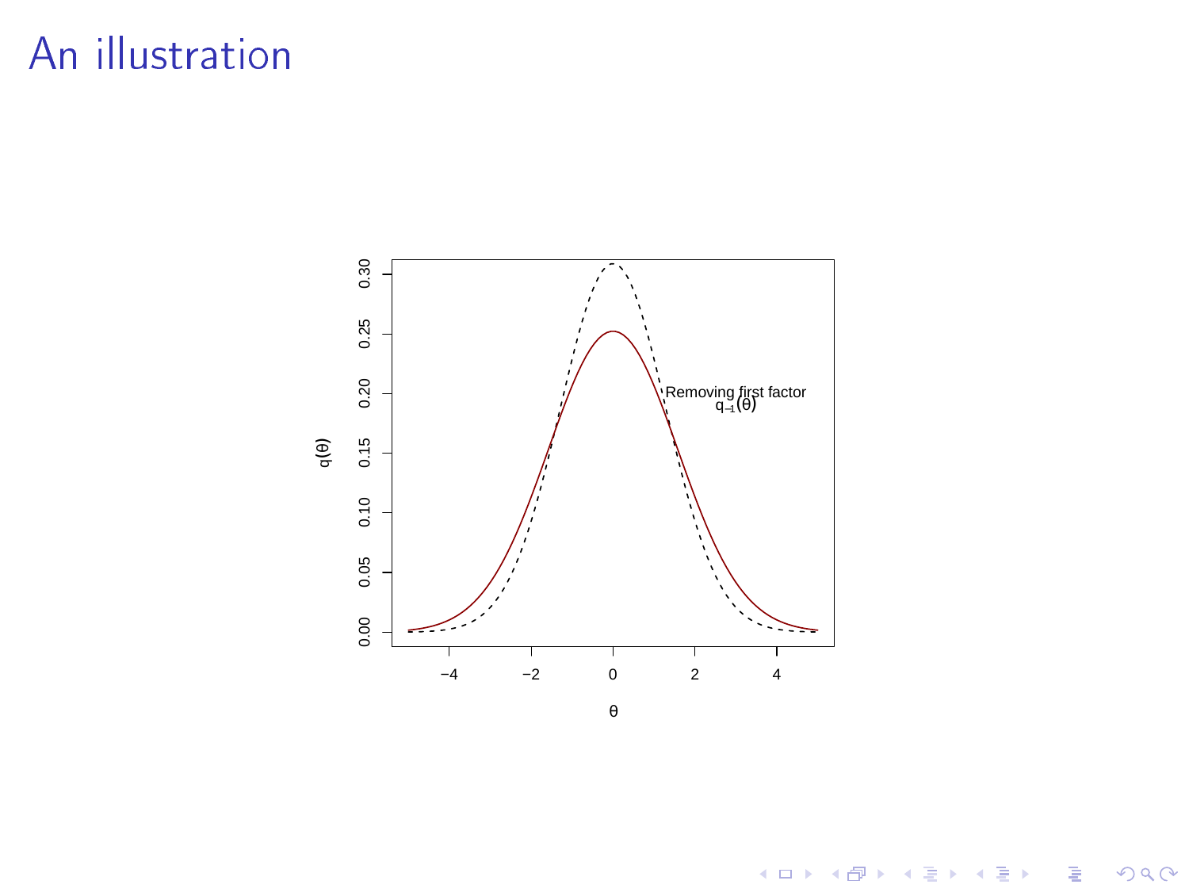# An illustration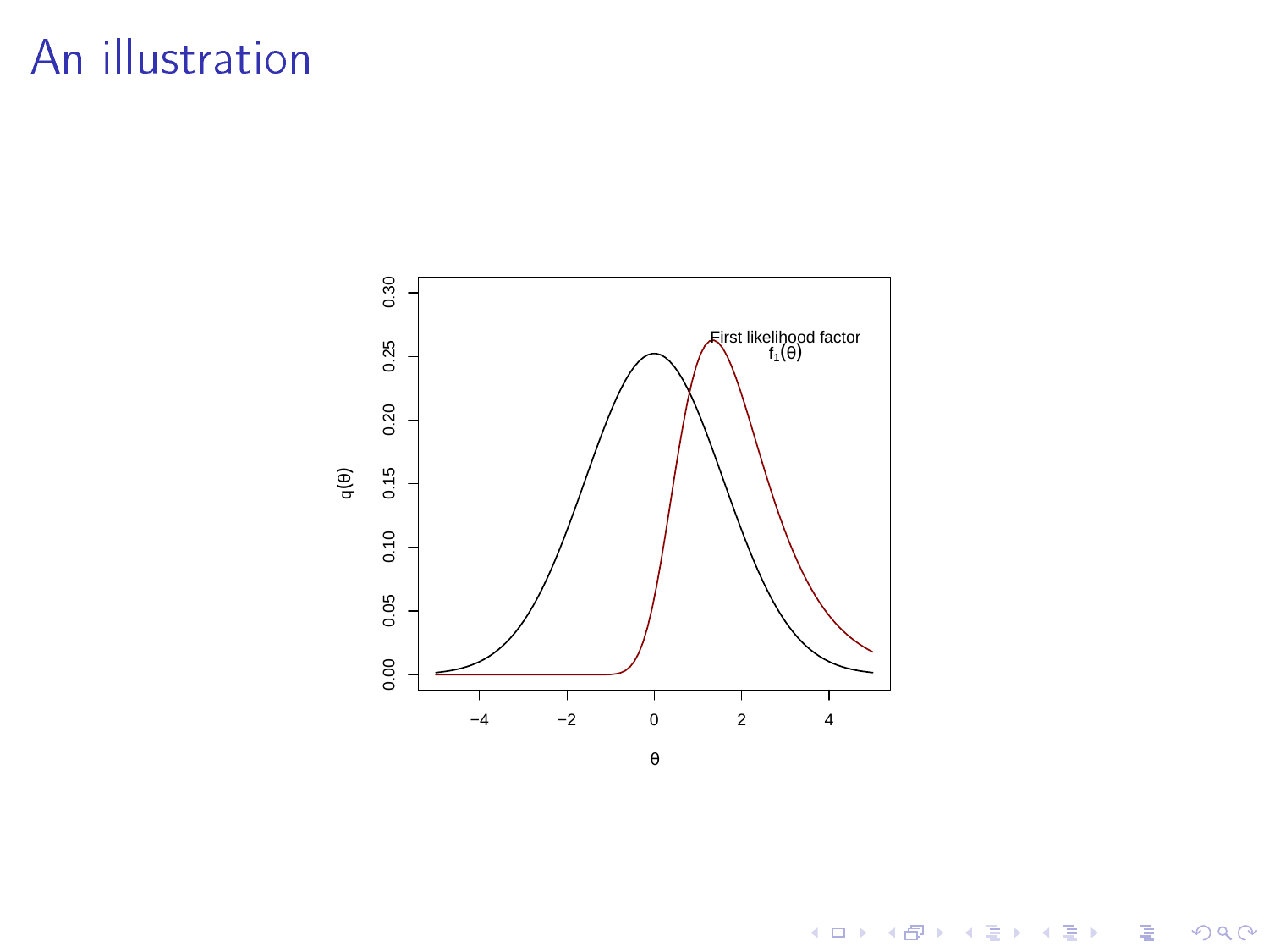# An illustration

First likelihood factor
$f_1(\theta)$

$q(\theta)$

$\theta$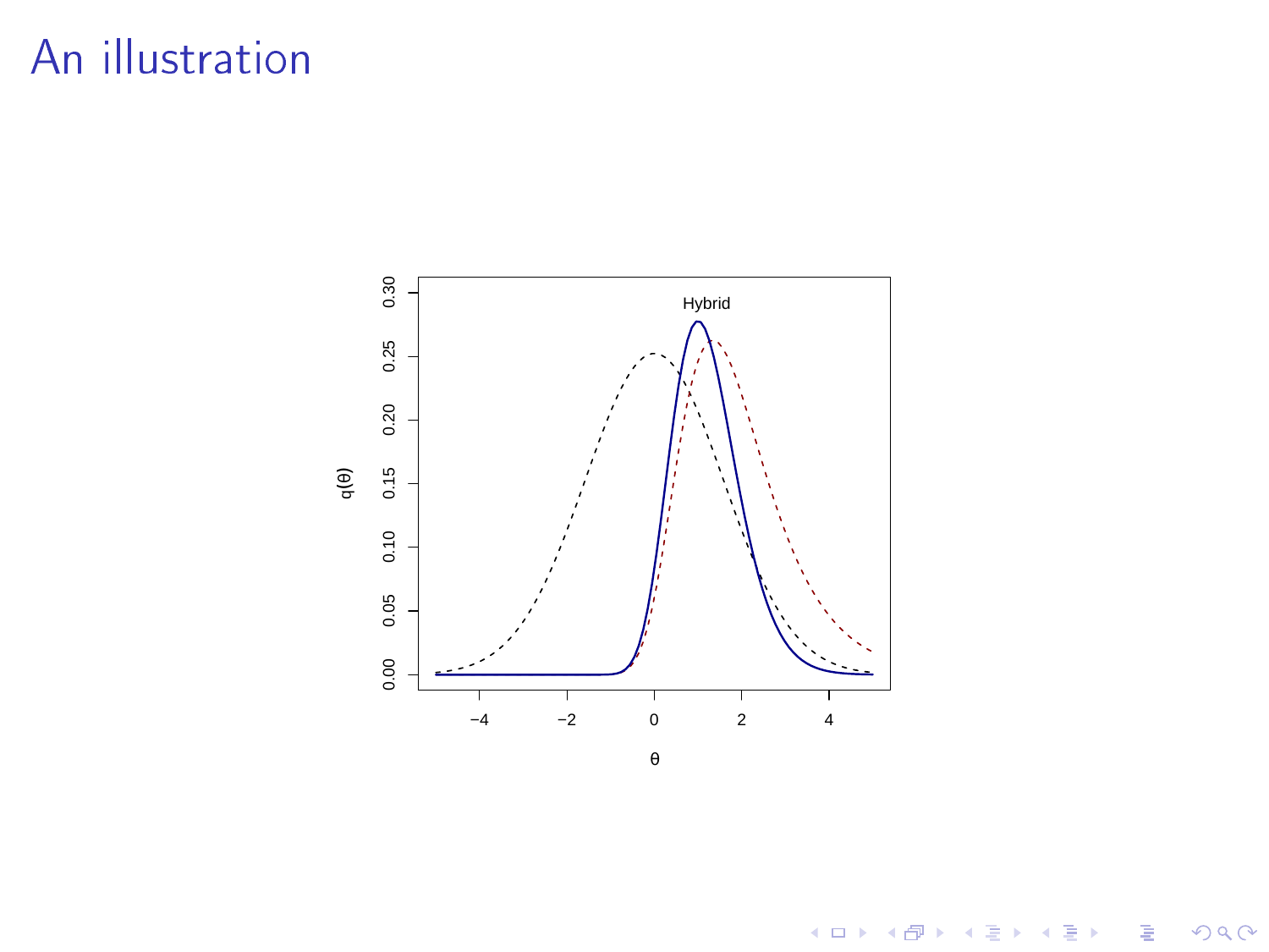# An illustration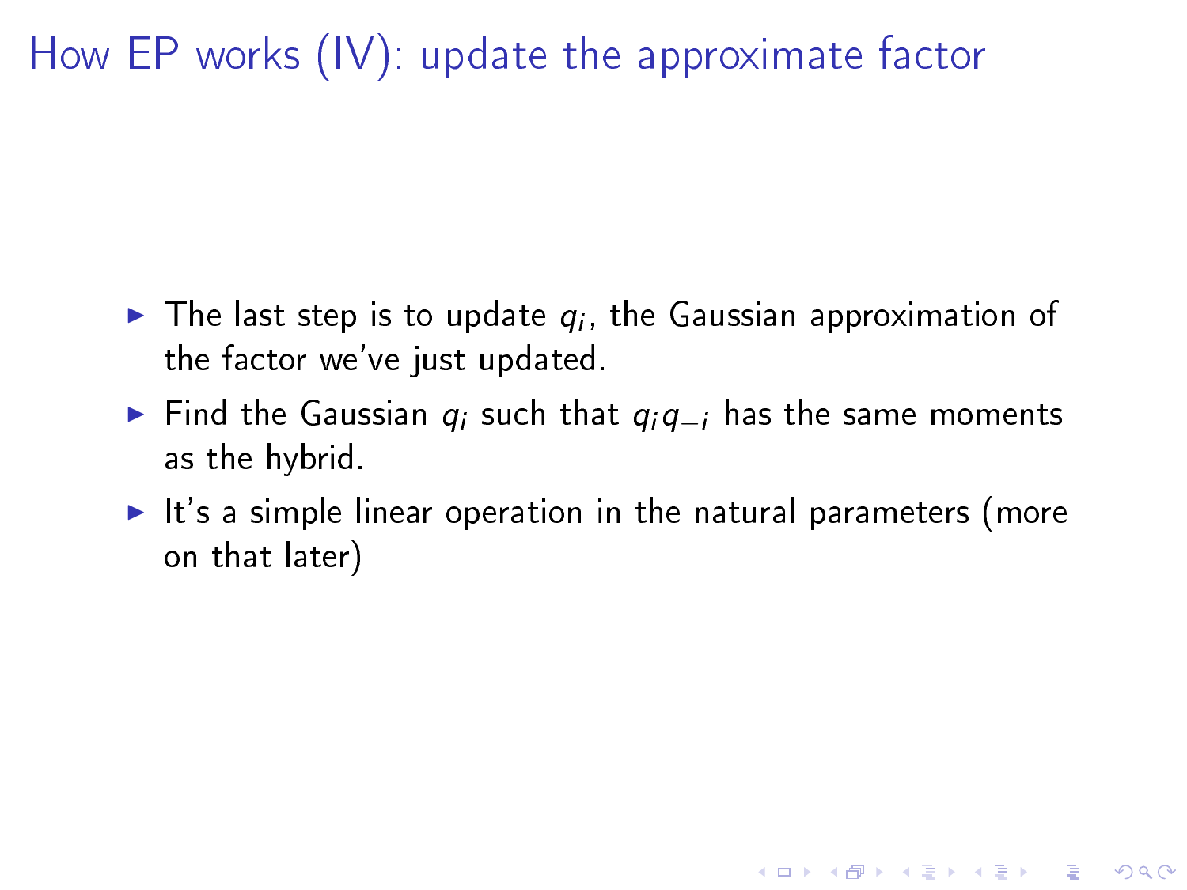# How EP works (IV): update the approximate factor

- The last step is to update $q_i$, the Gaussian approximation of the factor we've just updated.
- Find the Gaussian $q_i$ such that $q_i q_{-i}$ has the same moments as the hybrid.
- It's a simple linear operation in the natural parameters (more on that later)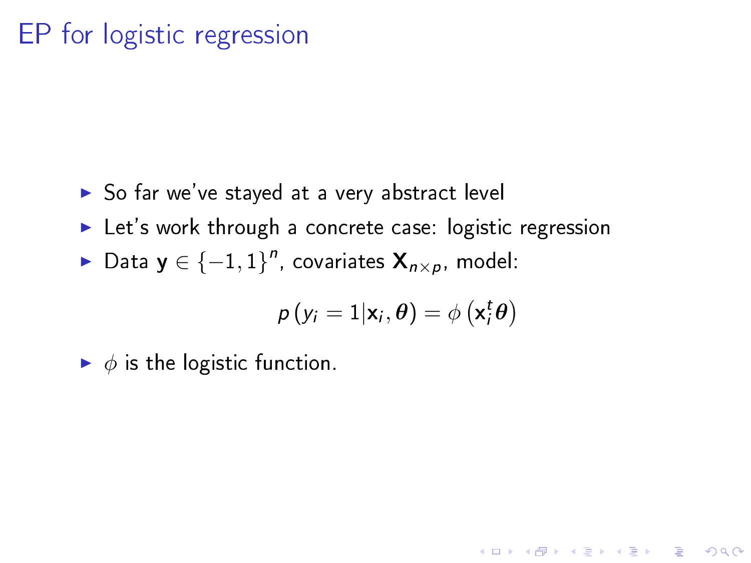# EP for logistic regression

- So far we've stayed at a very abstract level
- Let's work through a concrete case: logistic regression
- Data $\mathbf{y} \in \{-1, 1\}^n$, covariates $\mathbf{X}_{n \times p}$, model:

$$p\left(y_i = 1 | \mathbf{x}_i, \boldsymbol{\theta}\right) = \phi\left(\mathbf{x}_i^t \boldsymbol{\theta}\right)$$

- $\phi$ is the logistic function.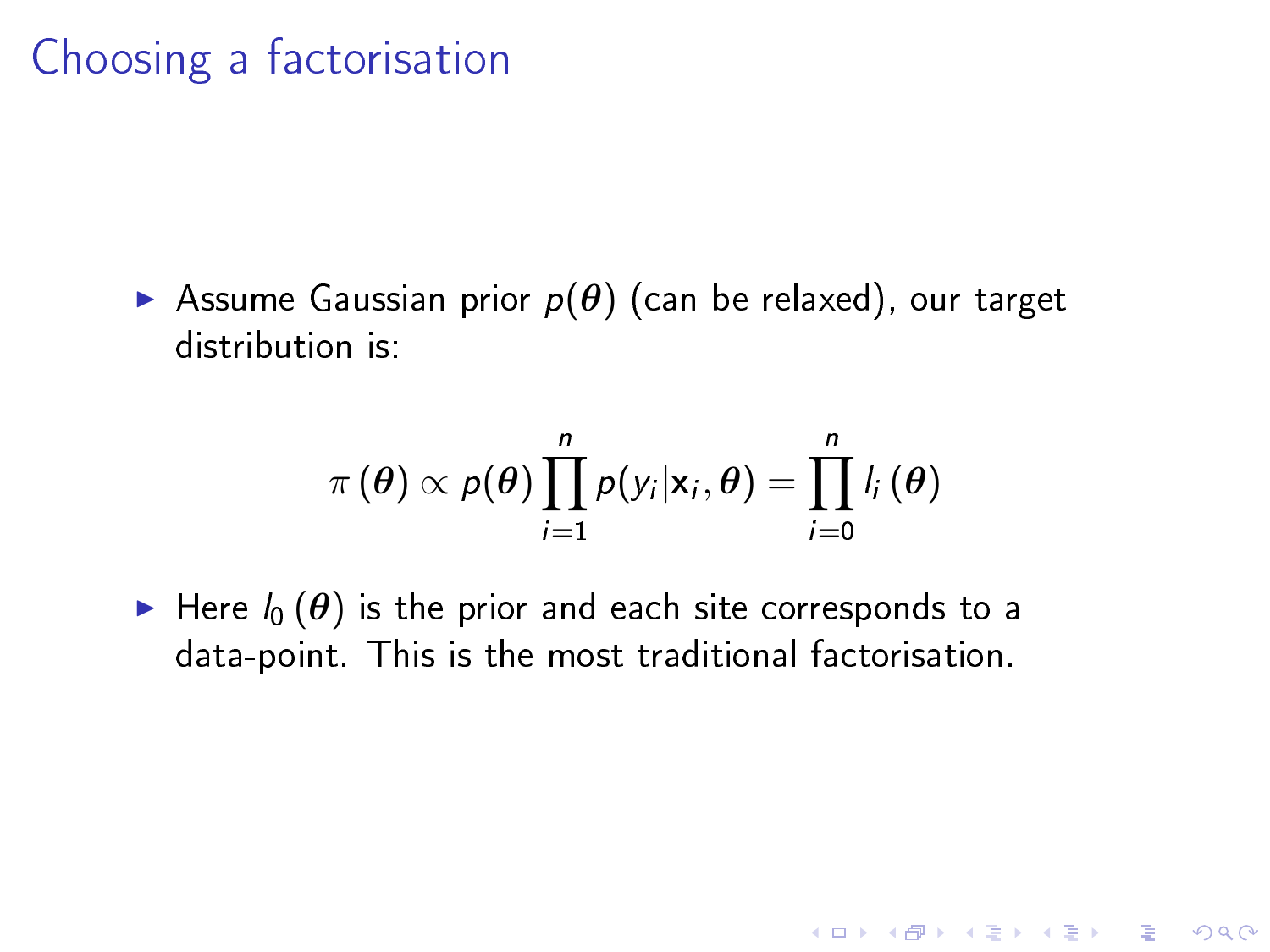# Choosing a factorisation

- Assume Gaussian prior $p(\boldsymbol{\theta})$ (can be relaxed), our target distribution is:

$$\pi(\boldsymbol{\theta}) \propto p(\boldsymbol{\theta}) \prod_{i=1}^{n} p(y_i|\mathbf{x}_i, \boldsymbol{\theta}) = \prod_{i=0}^{n} l_i(\boldsymbol{\theta})$$

- Here $l_0(\boldsymbol{\theta})$ is the prior and each site corresponds to a data-point. This is the most traditional factorisation.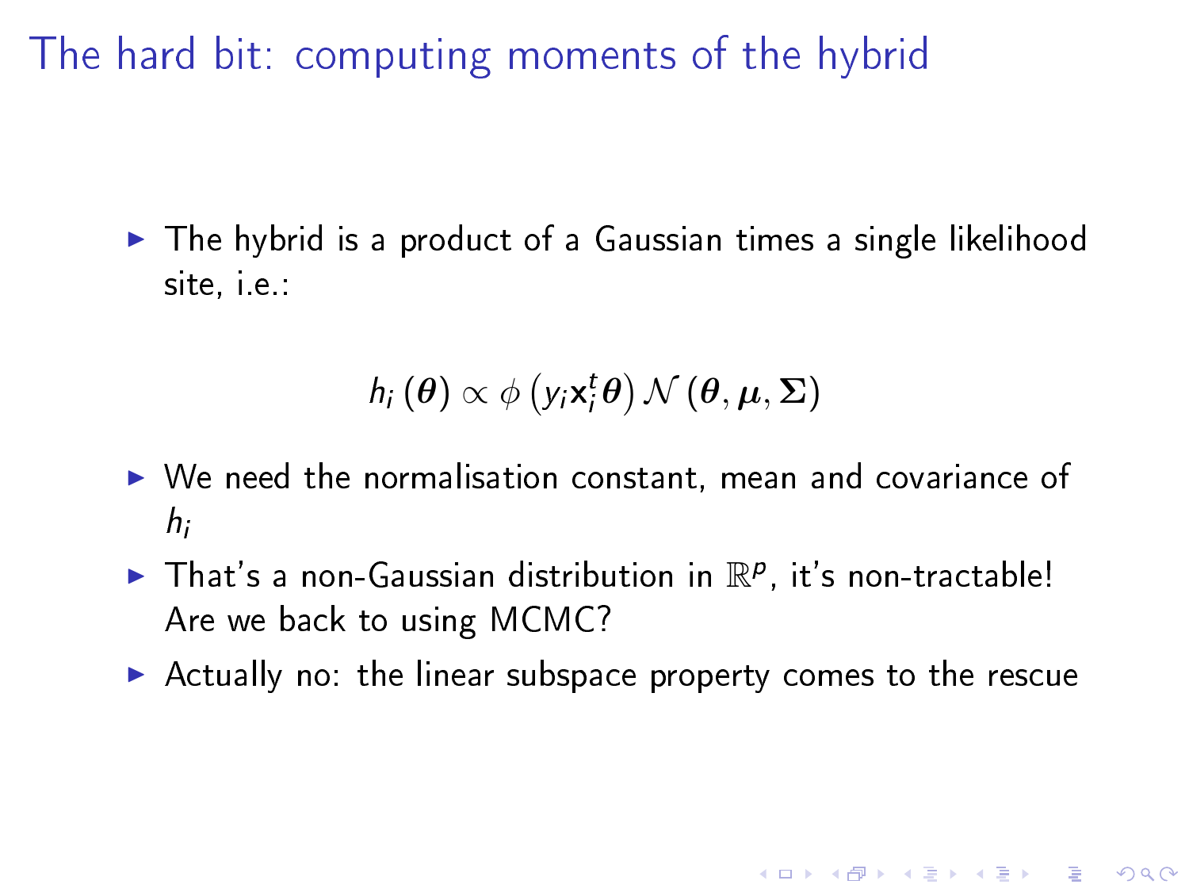# The hard bit: computing moments of the hybrid

- The hybrid is a product of a Gaussian times a single likelihood site, i.e.:

$$h_i(\boldsymbol{\theta}) \propto \phi\left(y_i \mathbf{x}_i^t \boldsymbol{\theta}\right) \mathcal{N}(\boldsymbol{\theta}, \boldsymbol{\mu}, \boldsymbol{\Sigma})$$

- We need the normalisation constant, mean and covariance of $h_i$
- That's a non-Gaussian distribution in $\mathbb{R}^p$, it's non-tractable! Are we back to using MCMC?
- Actually no: the linear subspace property comes to the rescue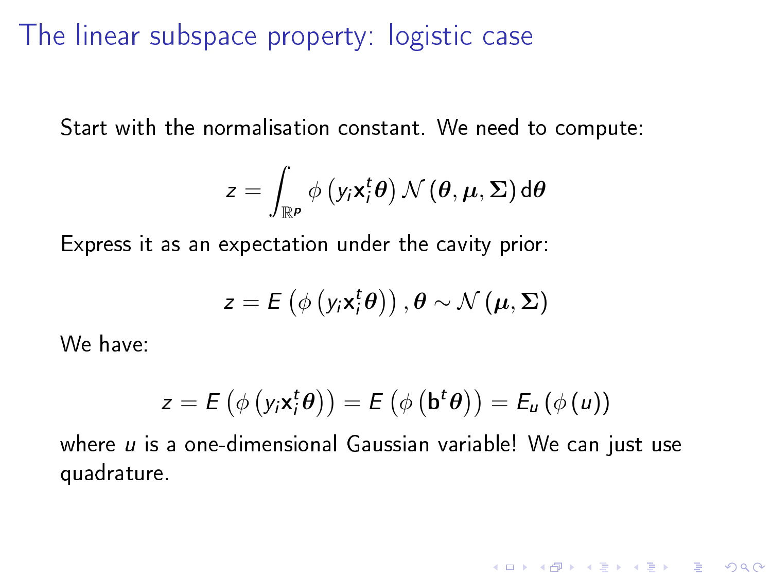# The linear subspace property: logistic case

Start with the normalisation constant. We need to compute:

$$z = \int_{\mathbb{R}^p} \phi\left(y_i \mathbf{x}_i^t \boldsymbol{\theta}\right) \mathcal{N}\left(\boldsymbol{\theta}, \boldsymbol{\mu}, \boldsymbol{\Sigma}\right) \mathrm{d}\boldsymbol{\theta}$$

Express it as an expectation under the cavity prior:

$$z = E\left(\phi\left(y_i \mathbf{x}_i^t \boldsymbol{\theta}\right)\right), \boldsymbol{\theta} \sim \mathcal{N}\left(\boldsymbol{\mu}, \boldsymbol{\Sigma}\right)$$

We have:

$$z = E\left(\phi\left(y_i \mathbf{x}_i^t \boldsymbol{\theta}\right)\right) = E\left(\phi\left(\mathbf{b}^t \boldsymbol{\theta}\right)\right) = E_u\left(\phi\left(u\right)\right)$$

where $u$ is a one-dimensional Gaussian variable! We can just use quadrature.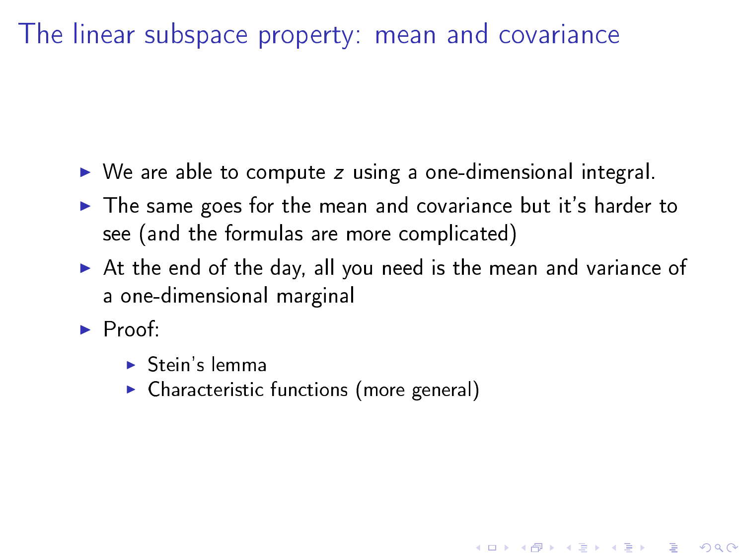# The linear subspace property: mean and covariance

- We are able to compute $z$ using a one-dimensional integral.
- The same goes for the mean and covariance but it's harder to see (and the formulas are more complicated)
- At the end of the day, all you need is the mean and variance of a one-dimensional marginal
- Proof:
  - Stein's lemma
  - Characteristic functions (more general)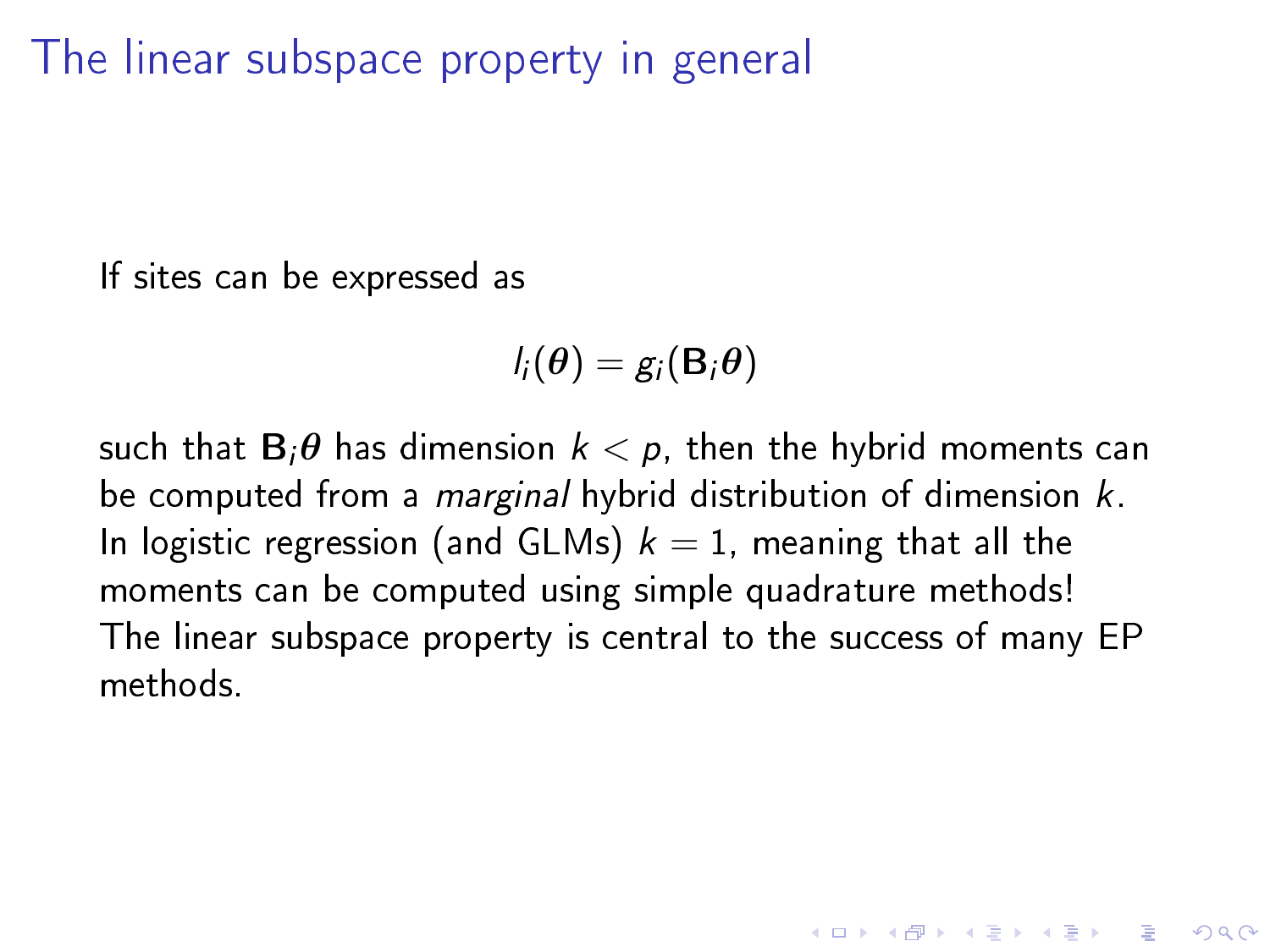# The linear subspace property in general

If sites can be expressed as

$$l_i(\boldsymbol{\theta}) = g_i(\mathbf{B}_i \boldsymbol{\theta})$$

such that $\mathbf{B}_i \boldsymbol{\theta}$ has dimension $k < p$, then the hybrid moments can be computed from a *marginal* hybrid distribution of dimension $k$.
In logistic regression (and GLMs) $k = 1$, meaning that all the moments can be computed using simple quadrature methods!
The linear subspace property is central to the success of many EP methods.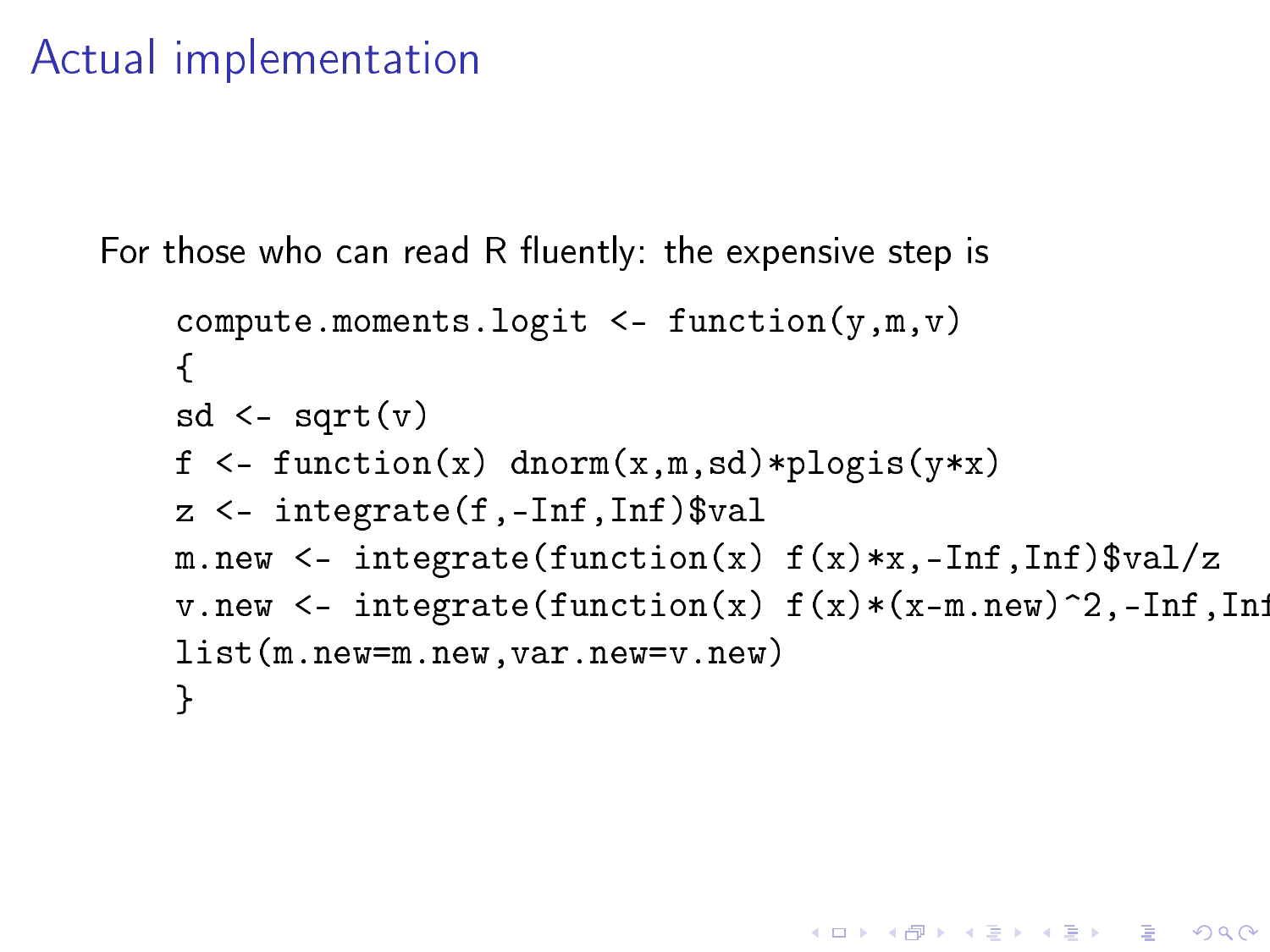# Actual implementation

For those who can read R fluently: the expensive step is

```
compute.moments.logit <- function(y,m,v)
{
sd <- sqrt(v)
f <- function(x) dnorm(x,m,sd)*plogis(y*x)
z <- integrate(f,-Inf,Inf)$val
m.new <- integrate(function(x) f(x)*x,-Inf,Inf)$val/z
v.new <- integrate(function(x) f(x)*(x-m.new)^2,-Inf,Inf
list(m.new=m.new,var.new=v.new)
}
```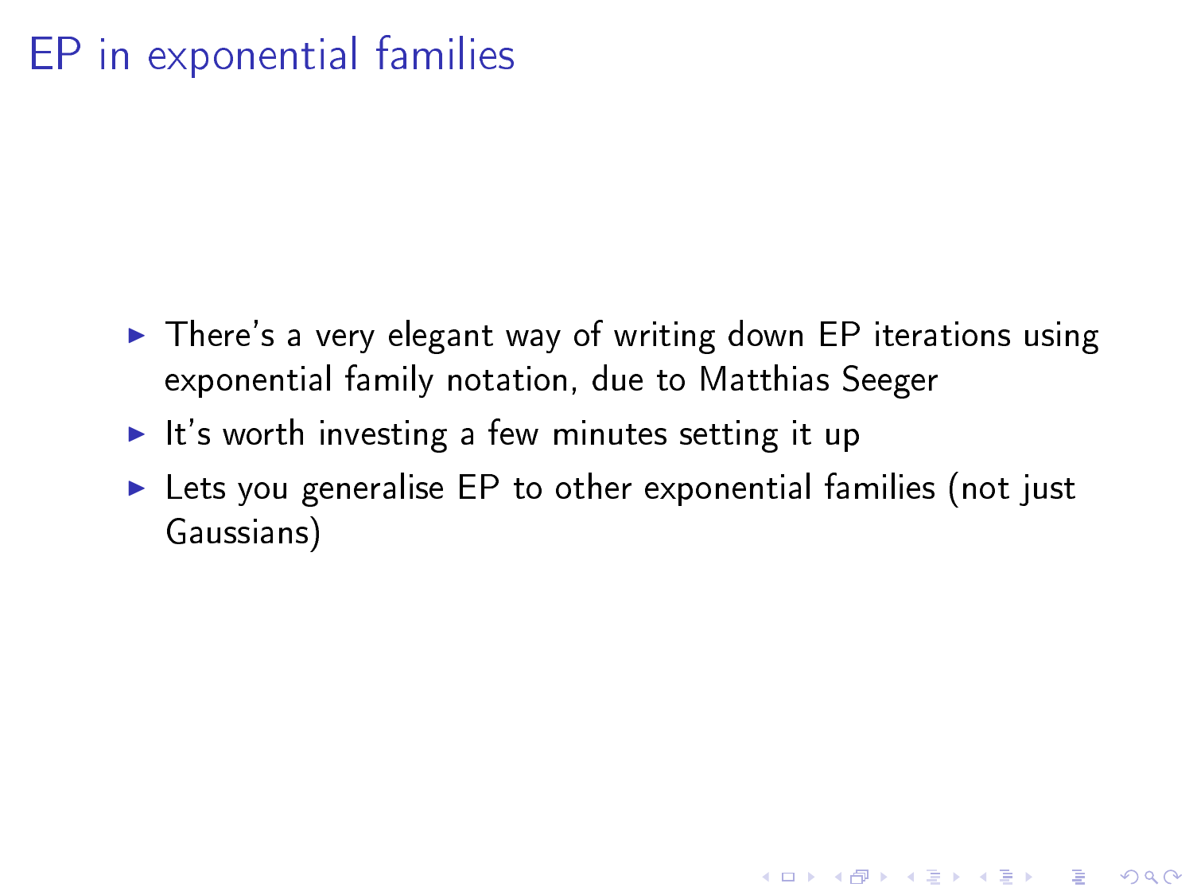# EP in exponential families

- There's a very elegant way of writing down EP iterations using exponential family notation, due to Matthias Seeger
- It's worth investing a few minutes setting it up
- Lets you generalise EP to other exponential families (not just Gaussians)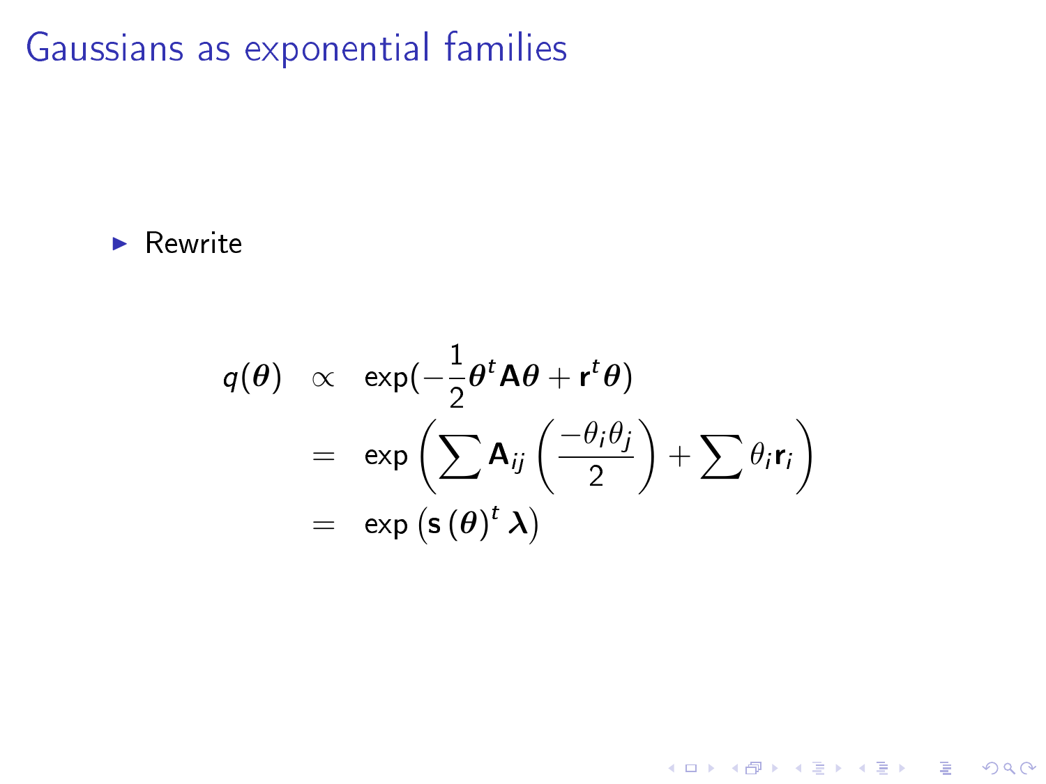# Gaussians as exponential families

- Rewrite

$$
\begin{aligned}
q(\boldsymbol{\theta}) &\propto \exp(-\frac{1}{2}\boldsymbol{\theta}^t \mathbf{A}\boldsymbol{\theta} + \mathbf{r}^t \boldsymbol{\theta}) \\
&= \exp\left(\sum \mathbf{A}_{ij}\left(\frac{-\theta_i\theta_j}{2}\right) + \sum \theta_i \mathbf{r}_i\right) \\
&= \exp\left(\mathbf{s}\left(\boldsymbol{\theta}\right)^t \boldsymbol{\lambda}\right)
\end{aligned}
$$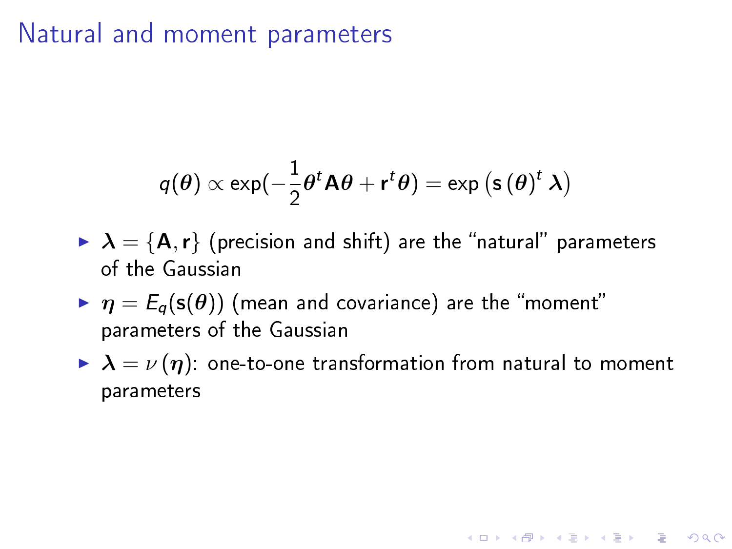# Natural and moment parameters

$$q(\boldsymbol{\theta}) \propto \exp(-\frac{1}{2}\boldsymbol{\theta}^t \mathbf{A}\boldsymbol{\theta} + \mathbf{r}^t\boldsymbol{\theta}) = \exp\left(\mathbf{s}\left(\boldsymbol{\theta}\right)^t \boldsymbol{\lambda}\right)$$

- $\boldsymbol{\lambda} = \{\mathbf{A}, \mathbf{r}\}$ (precision and shift) are the "natural" parameters of the Gaussian
- $\boldsymbol{\eta} = E_q(\mathbf{s}(\boldsymbol{\theta}))$ (mean and covariance) are the "moment" parameters of the Gaussian
- $\boldsymbol{\lambda} = \nu\left(\boldsymbol{\eta}\right)$: one-to-one transformation from natural to moment parameters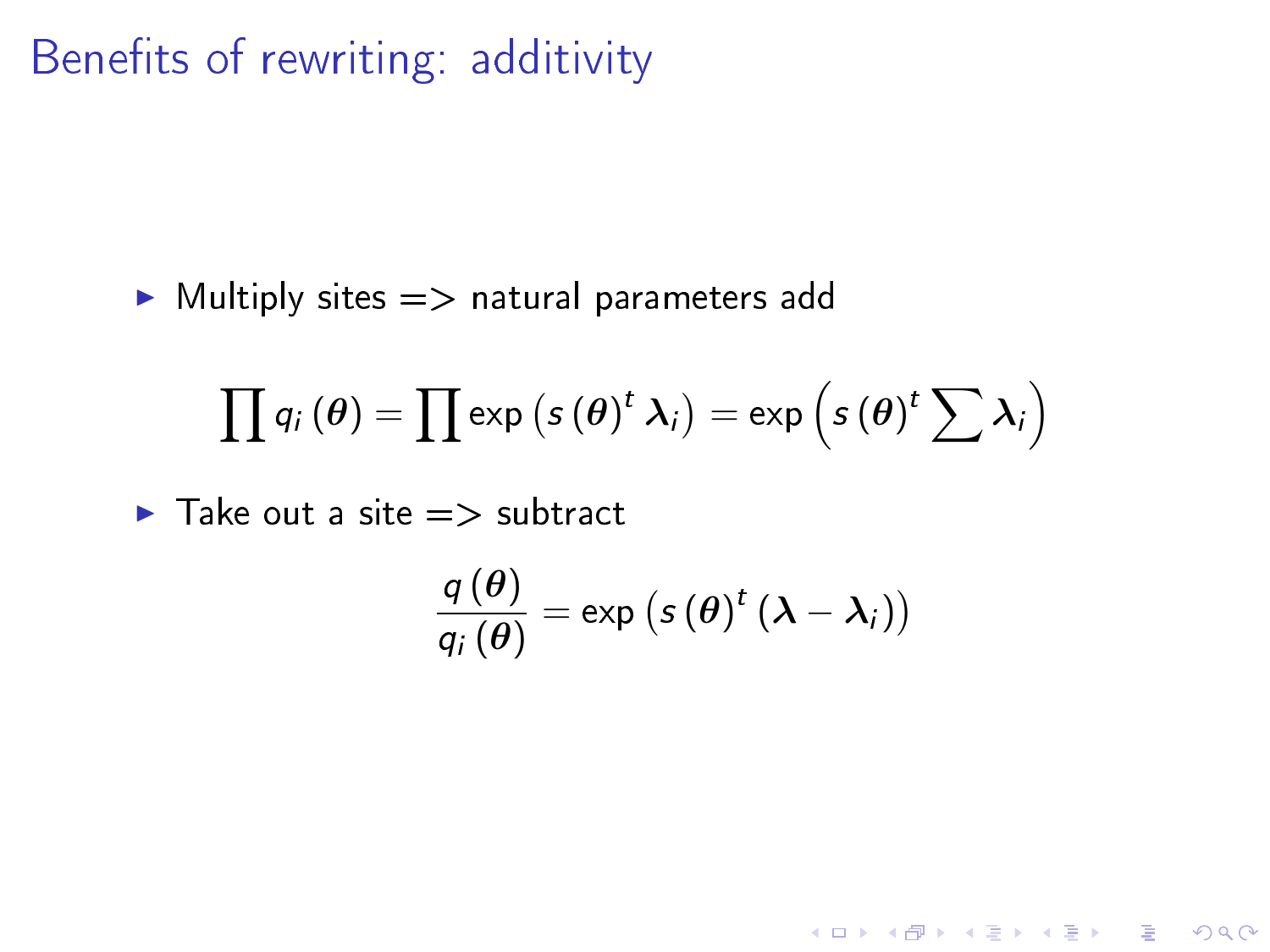# Benefits of rewriting: additivity

- Multiply sites => natural parameters add

$$\prod q_i(\boldsymbol{\theta}) = \prod \exp\left(s(\boldsymbol{\theta})^t \boldsymbol{\lambda}_i\right) = \exp\left(s(\boldsymbol{\theta})^t \sum \boldsymbol{\lambda}_i\right)$$

- Take out a site => subtract

$$\frac{q(\boldsymbol{\theta})}{q_i(\boldsymbol{\theta})} = \exp\left(s(\boldsymbol{\theta})^t (\boldsymbol{\lambda} - \boldsymbol{\lambda}_i)\right)$$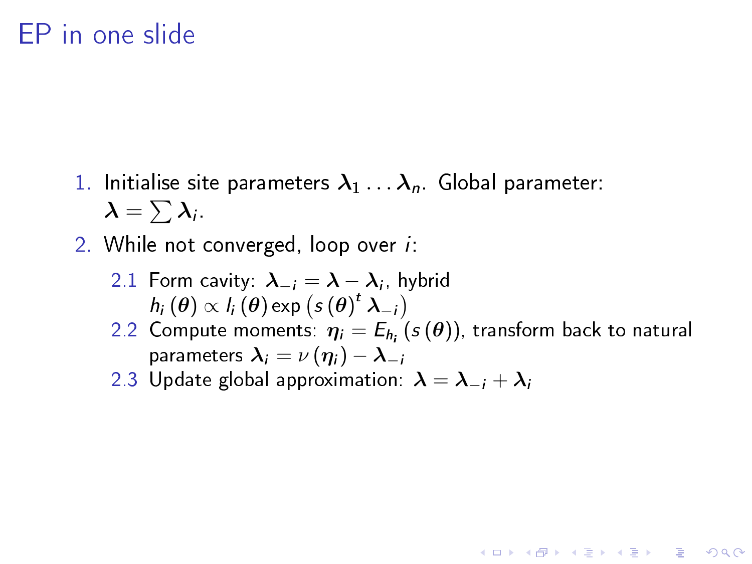# EP in one slide

1. Initialise site parameters $\boldsymbol{\lambda}_1 \dots \boldsymbol{\lambda}_n$. Global parameter: $\boldsymbol{\lambda} = \sum \boldsymbol{\lambda}_i$.
2. While not converged, loop over $i$:
   2.1 Form cavity: $\boldsymbol{\lambda}_{-i} = \boldsymbol{\lambda} - \boldsymbol{\lambda}_i$, hybrid $h_i(\boldsymbol{\theta}) \propto l_i(\boldsymbol{\theta}) \exp\left(s(\boldsymbol{\theta})^t \boldsymbol{\lambda}_{-i}\right)$
   2.2 Compute moments: $\boldsymbol{\eta}_i = E_{h_i}(s(\boldsymbol{\theta}))$, transform back to natural parameters $\boldsymbol{\lambda}_i = \nu(\boldsymbol{\eta}_i) - \boldsymbol{\lambda}_{-i}$
   2.3 Update global approximation: $\boldsymbol{\lambda} = \boldsymbol{\lambda}_{-i} + \boldsymbol{\lambda}_i$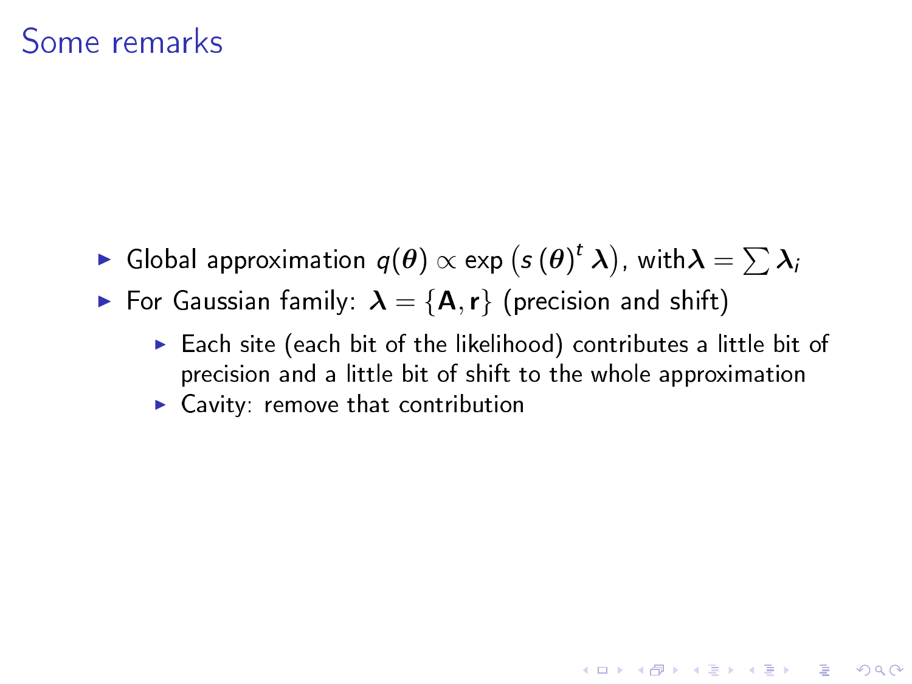# Some remarks

- Global approximation $q(\boldsymbol{\theta}) \propto \exp\left(s\left(\boldsymbol{\theta}\right)^t \boldsymbol{\lambda}\right)$, with$\boldsymbol{\lambda} = \sum \boldsymbol{\lambda}_i$
- For Gaussian family: $\boldsymbol{\lambda} = \{\mathbf{A}, \mathbf{r}\}$ (precision and shift)
  - Each site (each bit of the likelihood) contributes a little bit of precision and a little bit of shift to the whole approximation
  - Cavity: remove that contribution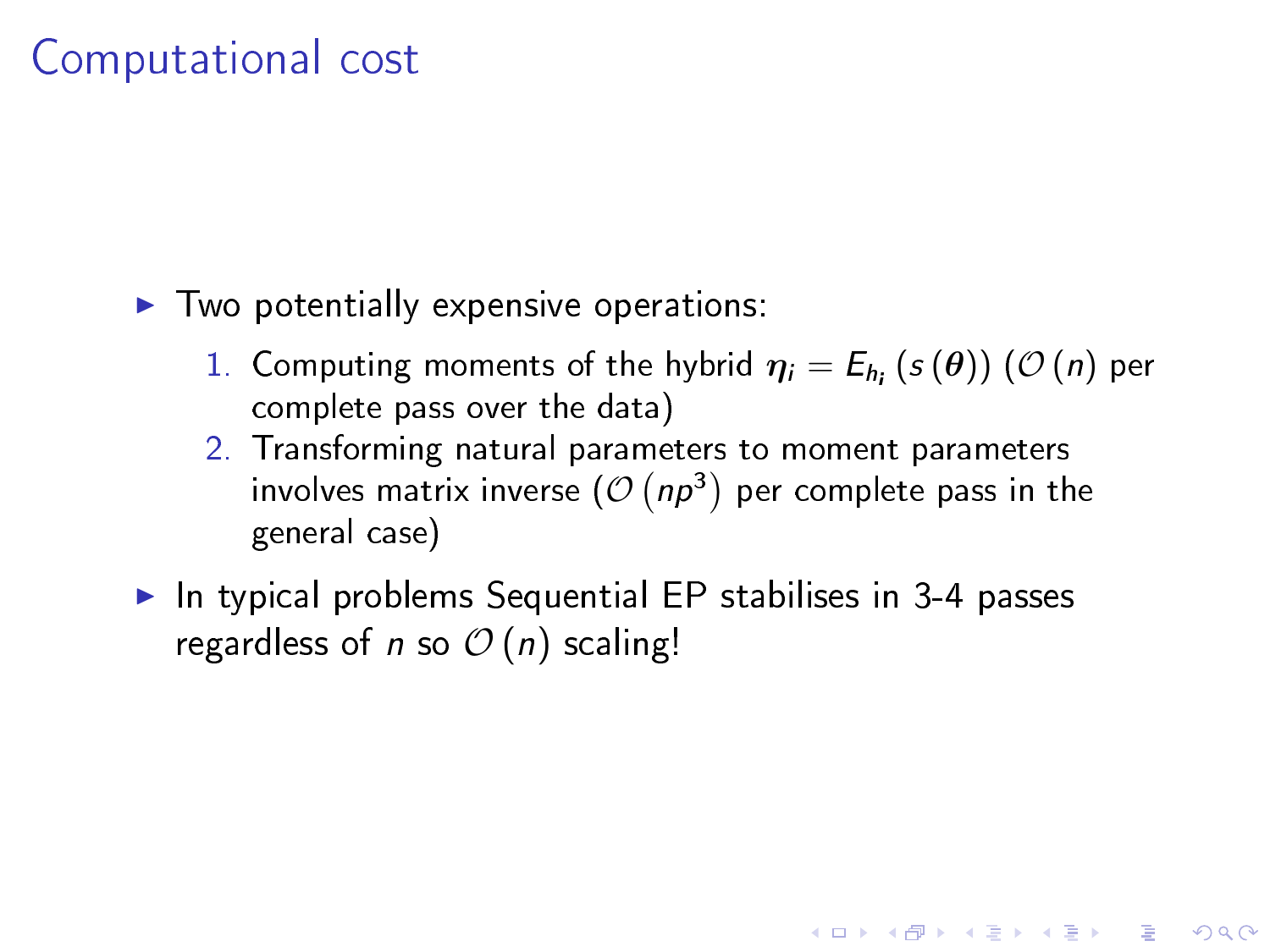# Computational cost

- Two potentially expensive operations:
  1. Computing moments of the hybrid $\boldsymbol{\eta}_i = E_{h_i}(s(\boldsymbol{\theta}))$ ($\mathcal{O}(n)$ per complete pass over the data)
  2. Transforming natural parameters to moment parameters involves matrix inverse ($\mathcal{O}(np^3)$ per complete pass in the general case)
- In typical problems Sequential EP stabilises in 3-4 passes regardless of $n$ so $\mathcal{O}(n)$ scaling!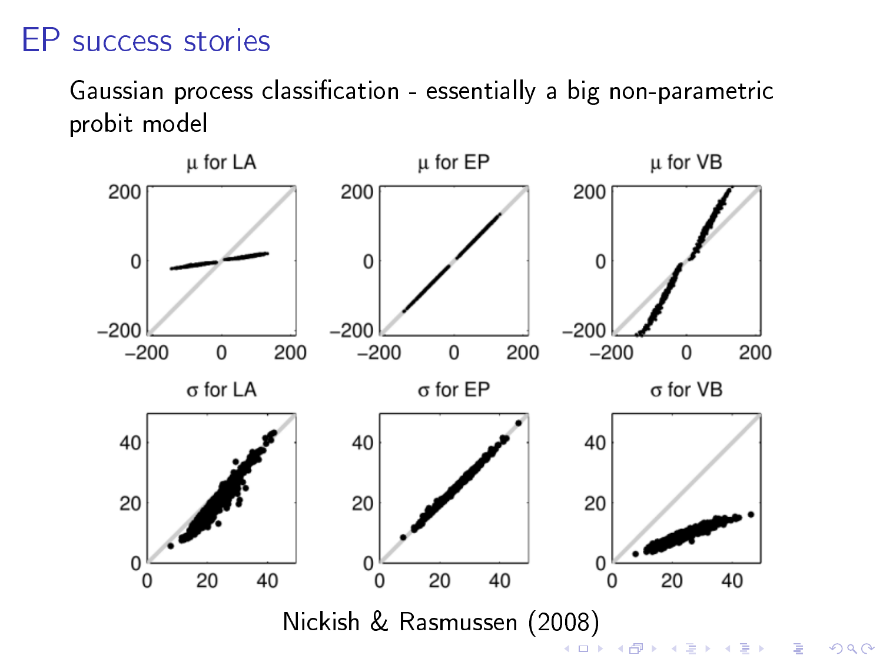# EP success stories

Gaussian process classification - essentially a big non-parametric probit model

Nickish & Rasmussen (2008)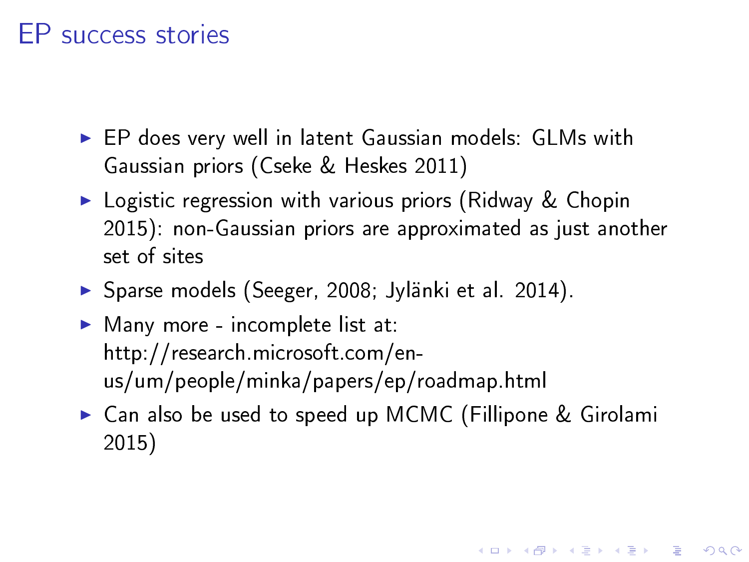# EP success stories

- EP does very well in latent Gaussian models: GLMs with Gaussian priors (Cseke & Heskes 2011)
- Logistic regression with various priors (Ridway & Chopin 2015): non-Gaussian priors are approximated as just another set of sites
- Sparse models (Seeger, 2008; Jylänki et al. 2014).
- Many more - incomplete list at: http://research.microsoft.com/en-us/um/people/minka/papers/ep/roadmap.html
- Can also be used to speed up MCMC (Fillipone & Girolami 2015)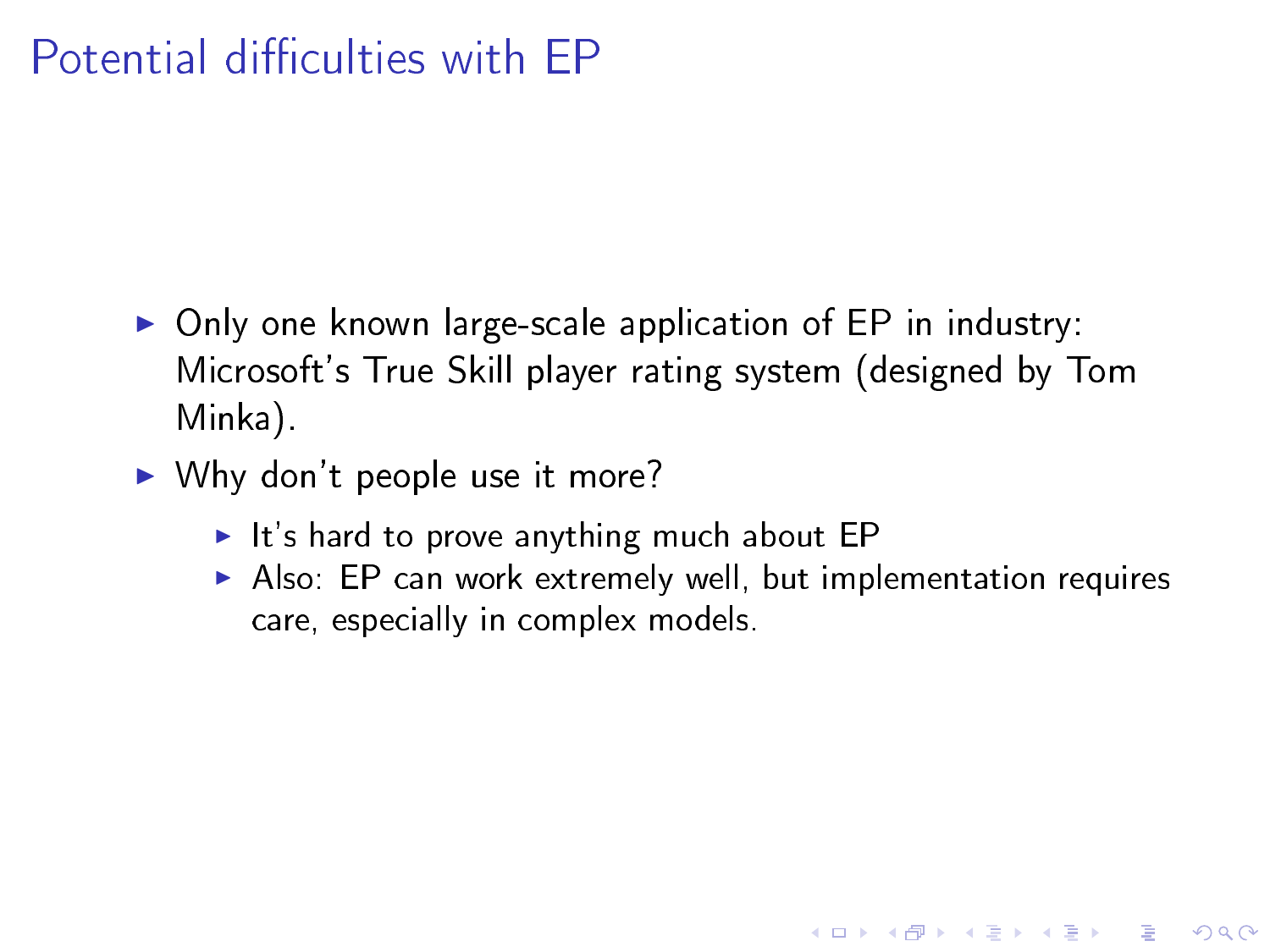# Potential difficulties with EP

- Only one known large-scale application of EP in industry: Microsoft's True Skill player rating system (designed by Tom Minka).
- Why don't people use it more?
  - It's hard to prove anything much about EP
  - Also: EP can work extremely well, but implementation requires care, especially in complex models.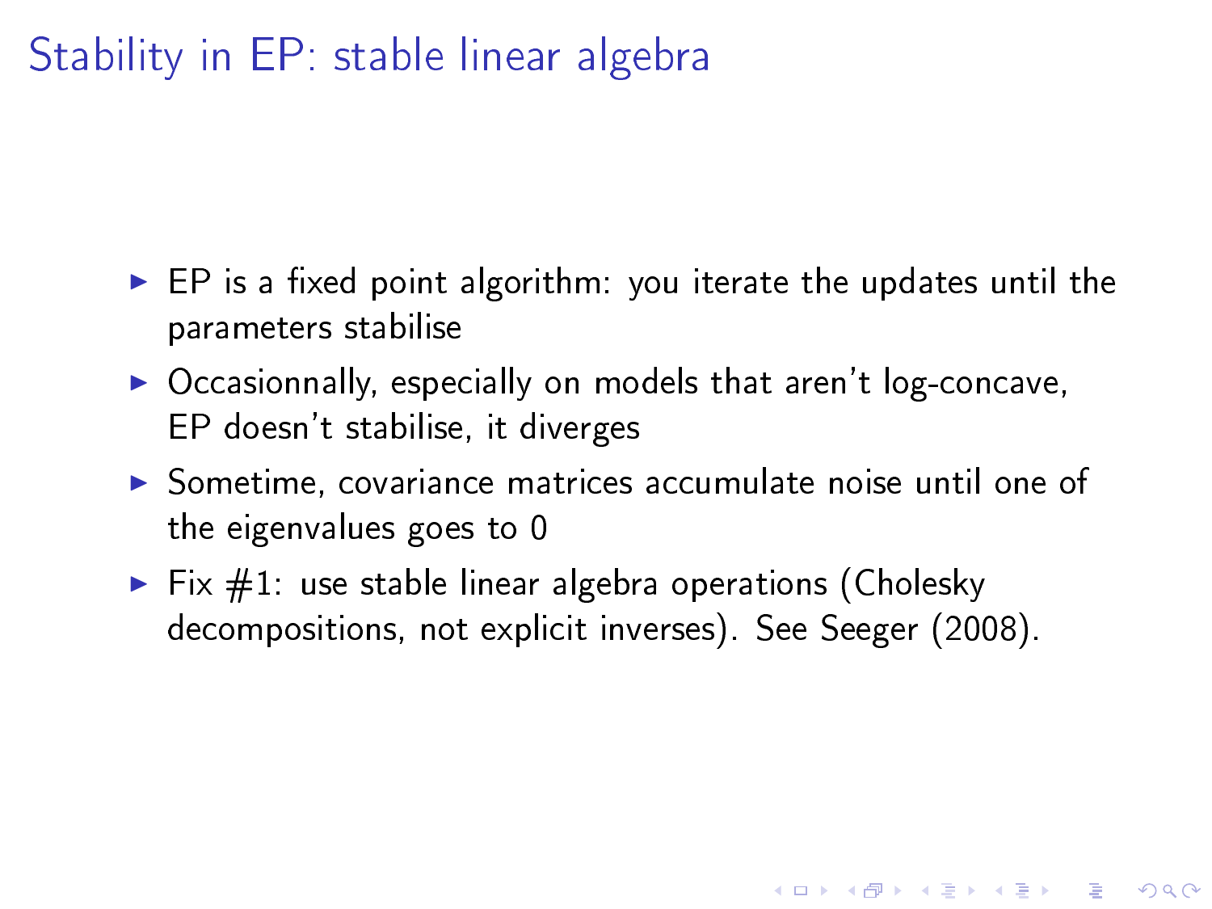# Stability in EP: stable linear algebra

- EP is a fixed point algorithm: you iterate the updates until the parameters stabilise
- Occasionnally, especially on models that aren't log-concave, EP doesn't stabilise, it diverges
- Sometime, covariance matrices accumulate noise until one of the eigenvalues goes to 0
- Fix #1: use stable linear algebra operations (Cholesky decompositions, not explicit inverses). See Seeger (2008).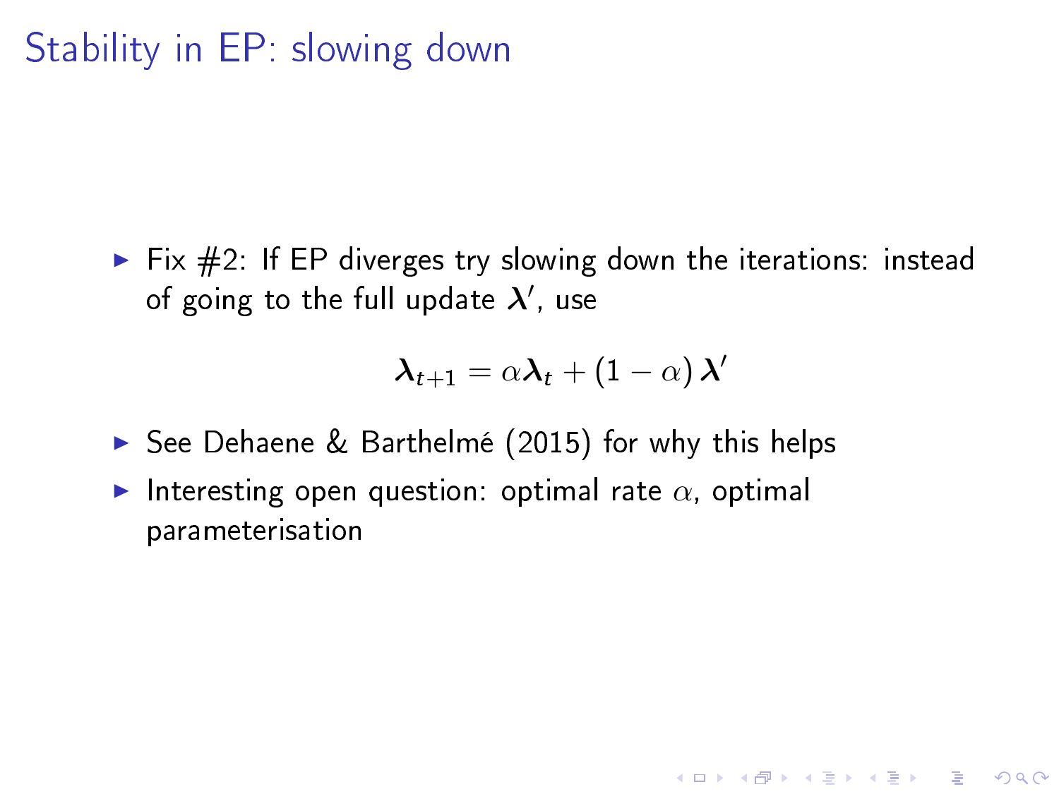# Stability in EP: slowing down

- Fix #2: If EP diverges try slowing down the iterations: instead of going to the full update $\boldsymbol{\lambda}'$, use

$$\boldsymbol{\lambda}_{t+1} = \alpha \boldsymbol{\lambda}_t + (1 - \alpha) \boldsymbol{\lambda}'$$

- See Dehaene & Barthelmé (2015) for why this helps
- Interesting open question: optimal rate $\alpha$, optimal parameterisation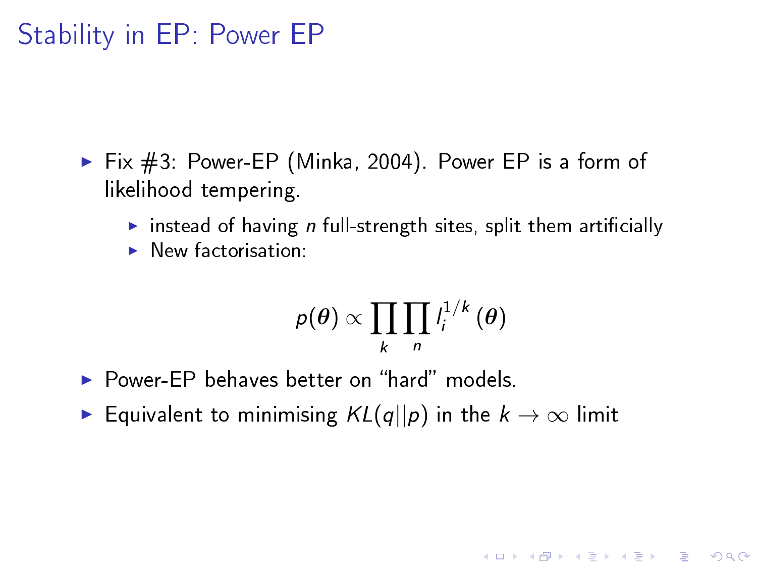# Stability in EP: Power EP

- Fix #3: Power-EP (Minka, 2004). Power EP is a form of likelihood tempering.
  - instead of having $n$ full-strength sites, split them artificially
  - New factorisation:

$$p(\boldsymbol{\theta}) \propto \prod_k \prod_n l_i^{1/k}(\boldsymbol{\theta})$$

- Power-EP behaves better on "hard" models.
- Equivalent to minimising $KL(q||p)$ in the $k \to \infty$ limit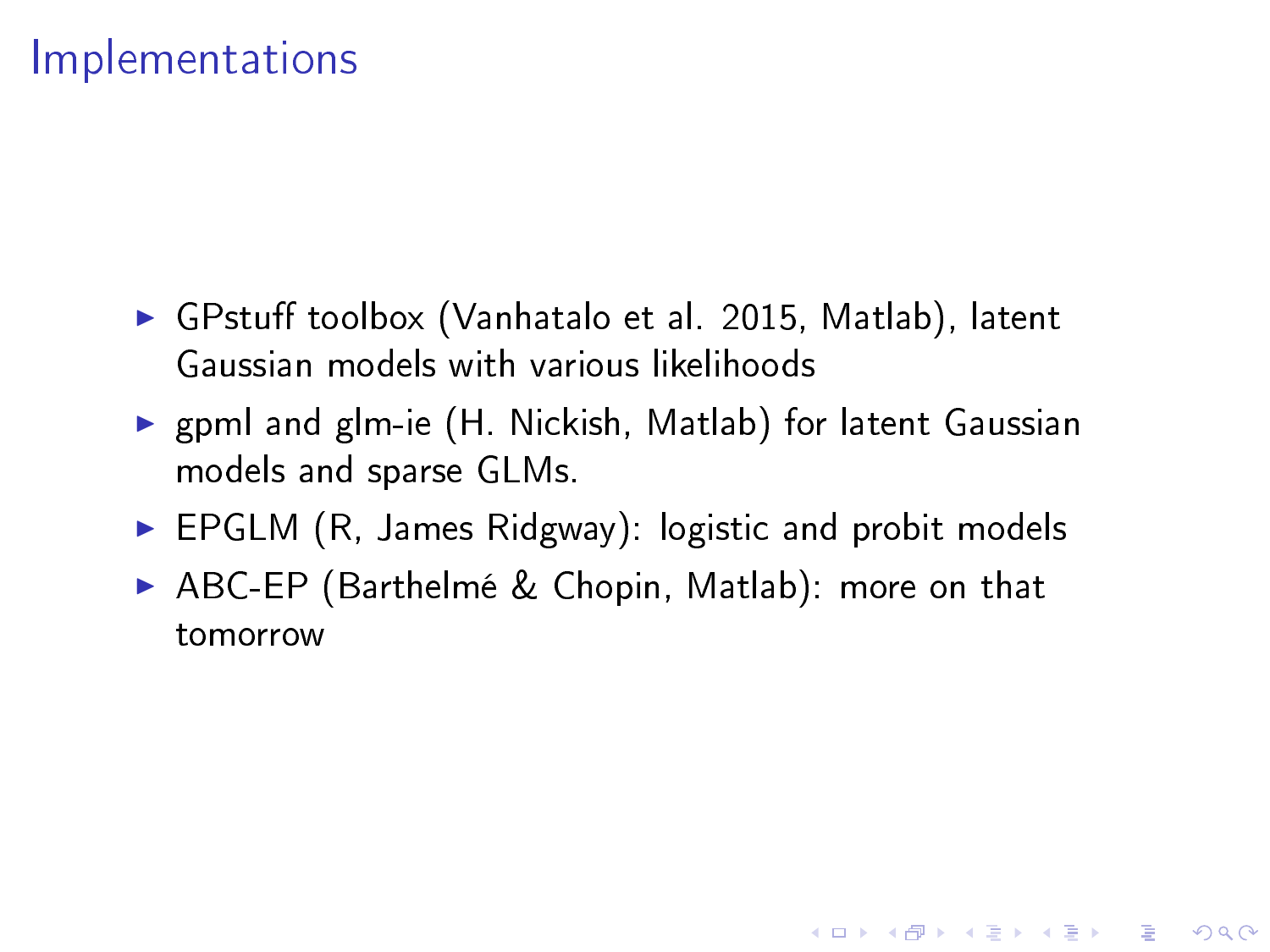# Implementations

- GPstuff toolbox (Vanhatalo et al. 2015, Matlab), latent Gaussian models with various likelihoods
- gpml and glm-ie (H. Nickish, Matlab) for latent Gaussian models and sparse GLMs.
- EPGLM (R, James Ridgway): logistic and probit models
- ABC-EP (Barthelmé & Chopin, Matlab): more on that tomorrow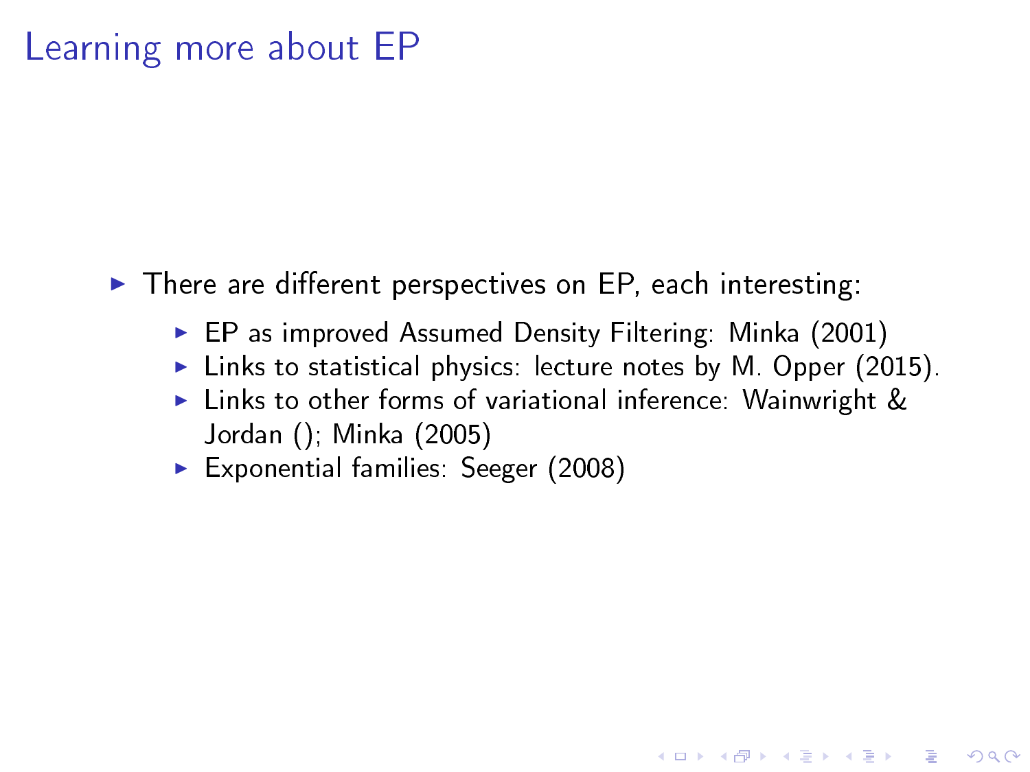# Learning more about EP

- There are different perspectives on EP, each interesting:
  - EP as improved Assumed Density Filtering: Minka (2001)
  - Links to statistical physics: lecture notes by M. Opper (2015).
  - Links to other forms of variational inference: Wainwright & Jordan (); Minka (2005)
  - Exponential families: Seeger (2008)